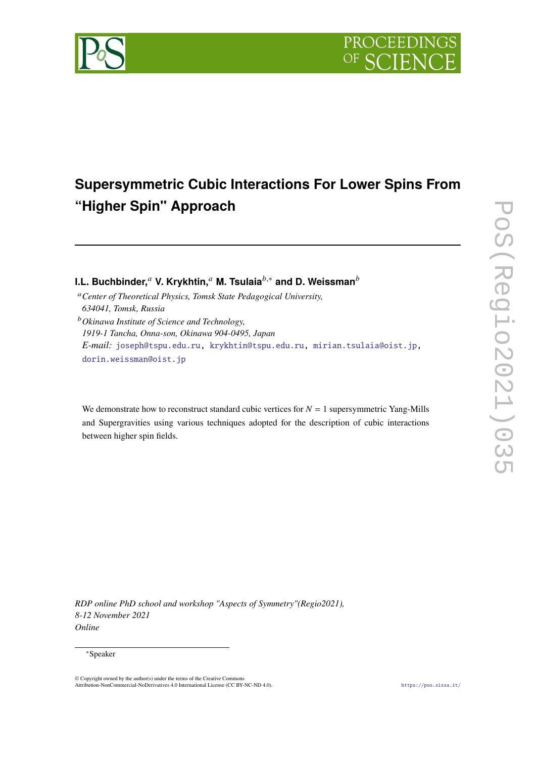# Supersymmetric Cubic Interactions For Lower Spins From "Higher Spin" Approach

**I.L. Buchbinder,**[a] **V. Krykhtin,**[a] **M. Tsulaia**[b,*] **and D. Weissman**[b]

[a] *Center of Theoretical Physics, Tomsk State Pedagogical University, 634041, Tomsk, Russia*

[b] *Okinawa Institute of Science and Technology, 1919-1 Tancha, Onna-son, Okinawa 904-0495, Japan*

*E-mail:* joseph@tspu.edu.ru, krykhtin@tspu.edu.ru, mirian.tsulaia@oist.jp, dorin.weissman@oist.jp

We demonstrate how to reconstruct standard cubic vertices for $N = 1$ supersymmetric Yang-Mills and Supergravities using various techniques adopted for the description of cubic interactions between higher spin fields.

*RDP online PhD school and workshop "Aspects of Symmetry"(Regio2021), 8-12 November 2021 Online*

*Speaker

© Copyright owned by the author(s) under the terms of the Creative Commons Attribution-NonCommercial-NoDerivatives 4.0 International License (CC BY-NC-ND 4.0).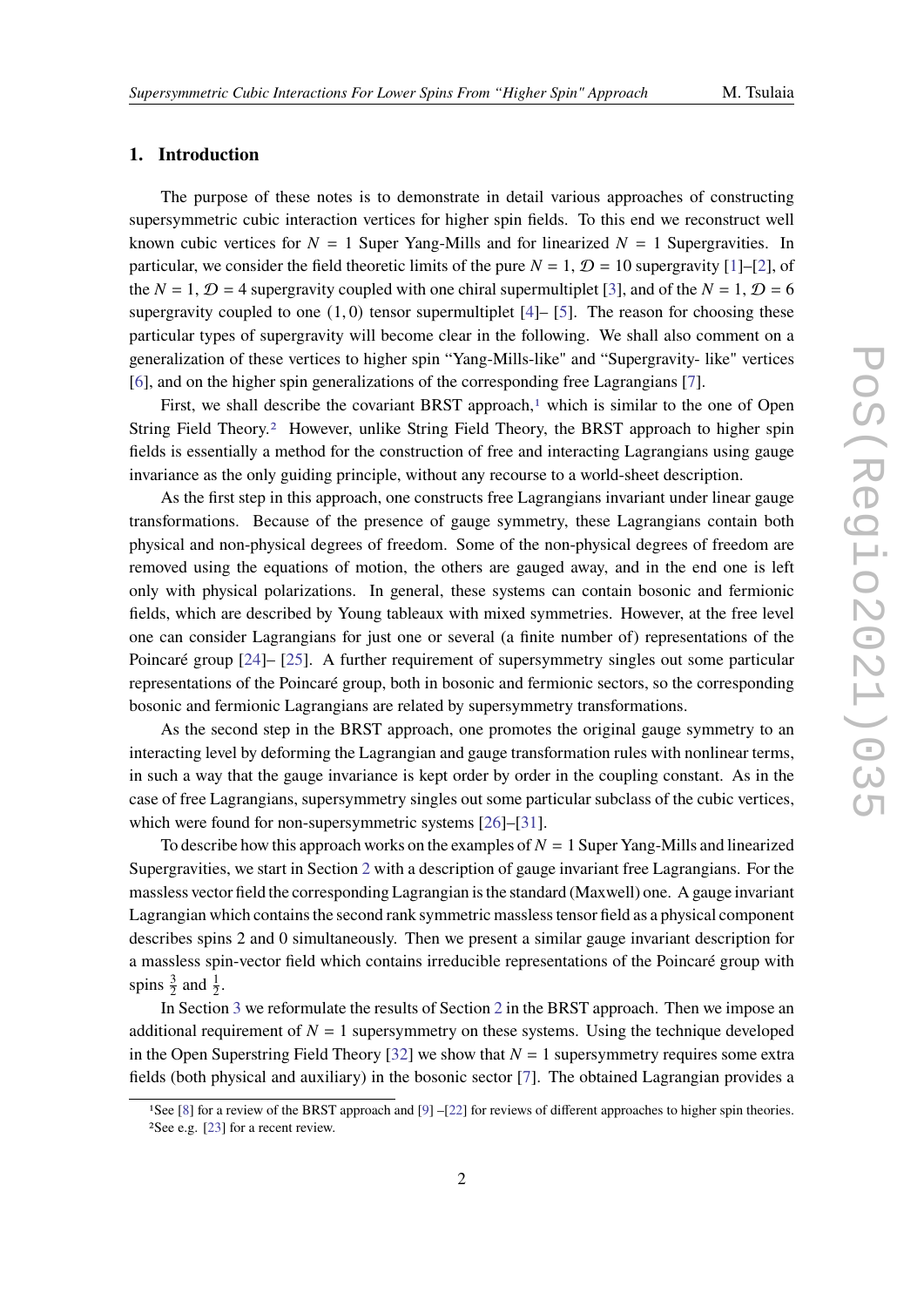## 1. Introduction

The purpose of these notes is to demonstrate in detail various approaches of constructing supersymmetric cubic interaction vertices for higher spin fields. To this end we reconstruct well known cubic vertices for $N = 1$ Super Yang-Mills and for linearized $N = 1$ Supergravities. In particular, we consider the field theoretic limits of the pure $N = 1$, $\mathcal{D} = 10$ supergravity [1]–[2], of the $N = 1$, $\mathcal{D} = 4$ supergravity coupled with one chiral supermultiplet [3], and of the $N = 1$, $\mathcal{D} = 6$ supergravity coupled to one $(1, 0)$ tensor supermultiplet [4]– [5]. The reason for choosing these particular types of supergravity will become clear in the following. We shall also comment on a generalization of these vertices to higher spin "Yang-Mills-like" and "Supergravity- like" vertices [6], and on the higher spin generalizations of the corresponding free Lagrangians [7].

First, we shall describe the covariant BRST approach,[1] which is similar to the one of Open String Field Theory.[2] However, unlike String Field Theory, the BRST approach to higher spin fields is essentially a method for the construction of free and interacting Lagrangians using gauge invariance as the only guiding principle, without any recourse to a world-sheet description.

As the first step in this approach, one constructs free Lagrangians invariant under linear gauge transformations. Because of the presence of gauge symmetry, these Lagrangians contain both physical and non-physical degrees of freedom. Some of the non-physical degrees of freedom are removed using the equations of motion, the others are gauged away, and in the end one is left only with physical polarizations. In general, these systems can contain bosonic and fermionic fields, which are described by Young tableaux with mixed symmetries. However, at the free level one can consider Lagrangians for just one or several (a finite number of) representations of the Poincaré group [24]– [25]. A further requirement of supersymmetry singles out some particular representations of the Poincaré group, both in bosonic and fermionic sectors, so the corresponding bosonic and fermionic Lagrangians are related by supersymmetry transformations.

As the second step in the BRST approach, one promotes the original gauge symmetry to an interacting level by deforming the Lagrangian and gauge transformation rules with nonlinear terms, in such a way that the gauge invariance is kept order by order in the coupling constant. As in the case of free Lagrangians, supersymmetry singles out some particular subclass of the cubic vertices, which were found for non-supersymmetric systems [26]–[31].

To describe how this approach works on the examples of $N = 1$ Super Yang-Mills and linearized Supergravities, we start in Section 2 with a description of gauge invariant free Lagrangians. For the massless vector field the corresponding Lagrangian is the standard (Maxwell) one. A gauge invariant Lagrangian which contains the second rank symmetric massless tensor field as a physical component describes spins 2 and 0 simultaneously. Then we present a similar gauge invariant description for a massless spin-vector field which contains irreducible representations of the Poincaré group with spins $\frac{3}{2}$ and $\frac{1}{2}$.

In Section 3 we reformulate the results of Section 2 in the BRST approach. Then we impose an additional requirement of $N = 1$ supersymmetry on these systems. Using the technique developed in the Open Superstring Field Theory [32] we show that $N = 1$ supersymmetry requires some extra fields (both physical and auxiliary) in the bosonic sector [7]. The obtained Lagrangian provides a

[1] See [8] for a review of the BRST approach and [9] –[22] for reviews of different approaches to higher spin theories.

[2] See e.g. [23] for a recent review.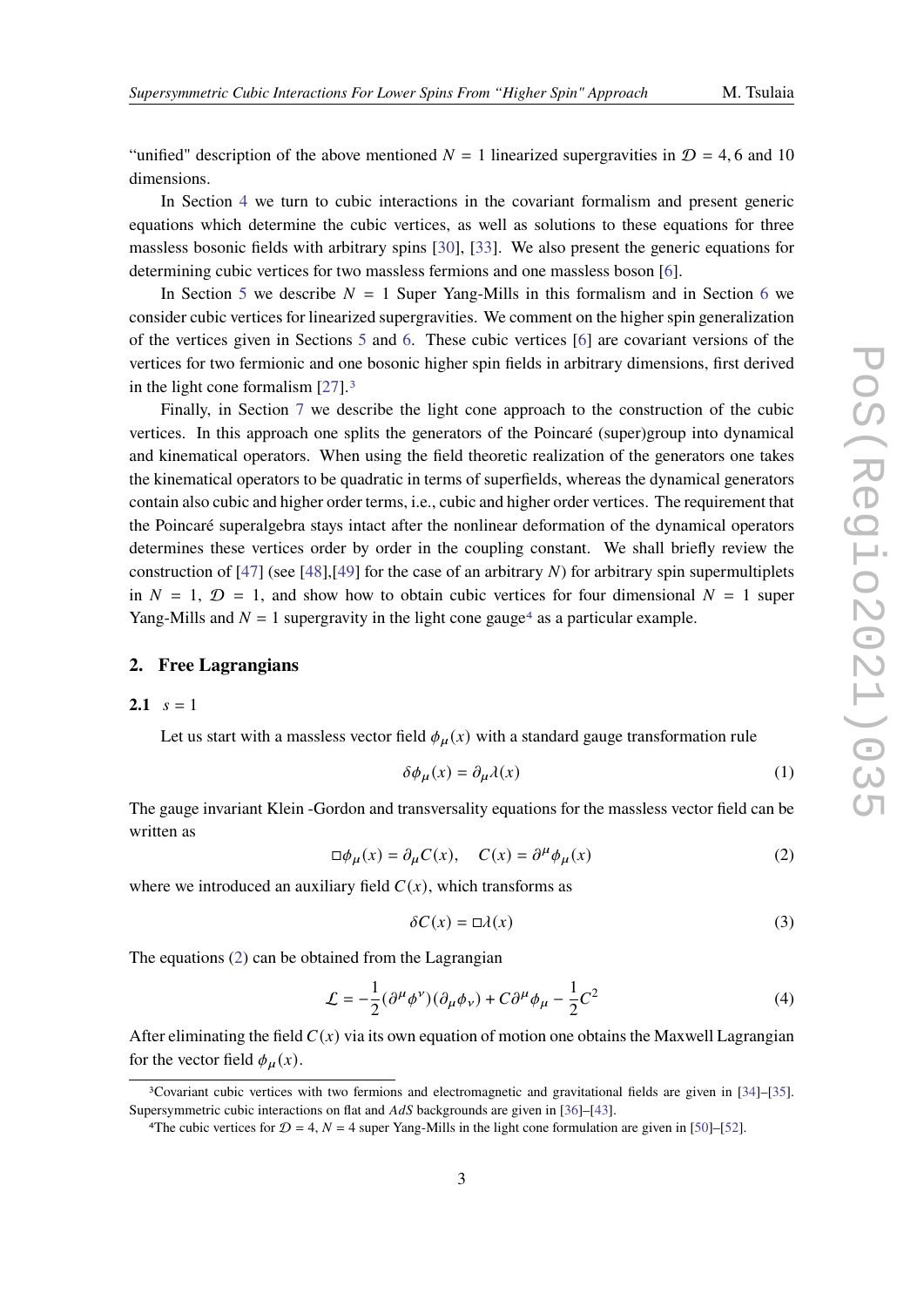"unified" description of the above mentioned $N = 1$ linearized supergravities in $\mathcal{D} = 4, 6$ and 10 dimensions.

In Section 4 we turn to cubic interactions in the covariant formalism and present generic equations which determine the cubic vertices, as well as solutions to these equations for three massless bosonic fields with arbitrary spins [30], [33]. We also present the generic equations for determining cubic vertices for two massless fermions and one massless boson [6].

In Section 5 we describe $N = 1$ Super Yang-Mills in this formalism and in Section 6 we consider cubic vertices for linearized supergravities. We comment on the higher spin generalization of the vertices given in Sections 5 and 6. These cubic vertices [6] are covariant versions of the vertices for two fermionic and one bosonic higher spin fields in arbitrary dimensions, first derived in the light cone formalism [27].[3]

Finally, in Section 7 we describe the light cone approach to the construction of the cubic vertices. In this approach one splits the generators of the Poincaré (super)group into dynamical and kinematical operators. When using the field theoretic realization of the generators one takes the kinematical operators to be quadratic in terms of superfields, whereas the dynamical generators contain also cubic and higher order terms, i.e., cubic and higher order vertices. The requirement that the Poincaré superalgebra stays intact after the nonlinear deformation of the dynamical operators determines these vertices order by order in the coupling constant. We shall briefly review the construction of [47] (see [48],[49] for the case of an arbitrary $N$) for arbitrary spin supermultiplets in $N = 1$, $\mathcal{D} = 1$, and show how to obtain cubic vertices for four dimensional $N = 1$ super Yang-Mills and $N = 1$ supergravity in the light cone gauge[4] as a particular example.

## 2. Free Lagrangians

### 2.1 $s = 1$

Let us start with a massless vector field $\phi_\mu(x)$ with a standard gauge transformation rule

$$\delta\phi_\mu(x) = \partial_\mu\lambda(x) \tag{1}$$

The gauge invariant Klein -Gordon and transversality equations for the massless vector field can be written as

$$\Box\phi_\mu(x) = \partial_\mu C(x), \quad C(x) = \partial^\mu\phi_\mu(x) \tag{2}$$

where we introduced an auxiliary field $C(x)$, which transforms as

$$\delta C(x) = \Box\lambda(x) \tag{3}$$

The equations (2) can be obtained from the Lagrangian

$$\mathcal{L} = -\frac{1}{2}(\partial^\mu\phi^\nu)(\partial_\mu\phi_\nu) + C\partial^\mu\phi_\mu - \frac{1}{2}C^2 \tag{4}$$

After eliminating the field $C(x)$ via its own equation of motion one obtains the Maxwell Lagrangian for the vector field $\phi_\mu(x)$.

[3] Covariant cubic vertices with two fermions and electromagnetic and gravitational fields are given in [34]–[35]. Supersymmetric cubic interactions on flat and $AdS$ backgrounds are given in [36]–[43].

[4] The cubic vertices for $\mathcal{D} = 4$, $N = 4$ super Yang-Mills in the light cone formulation are given in [50]–[52].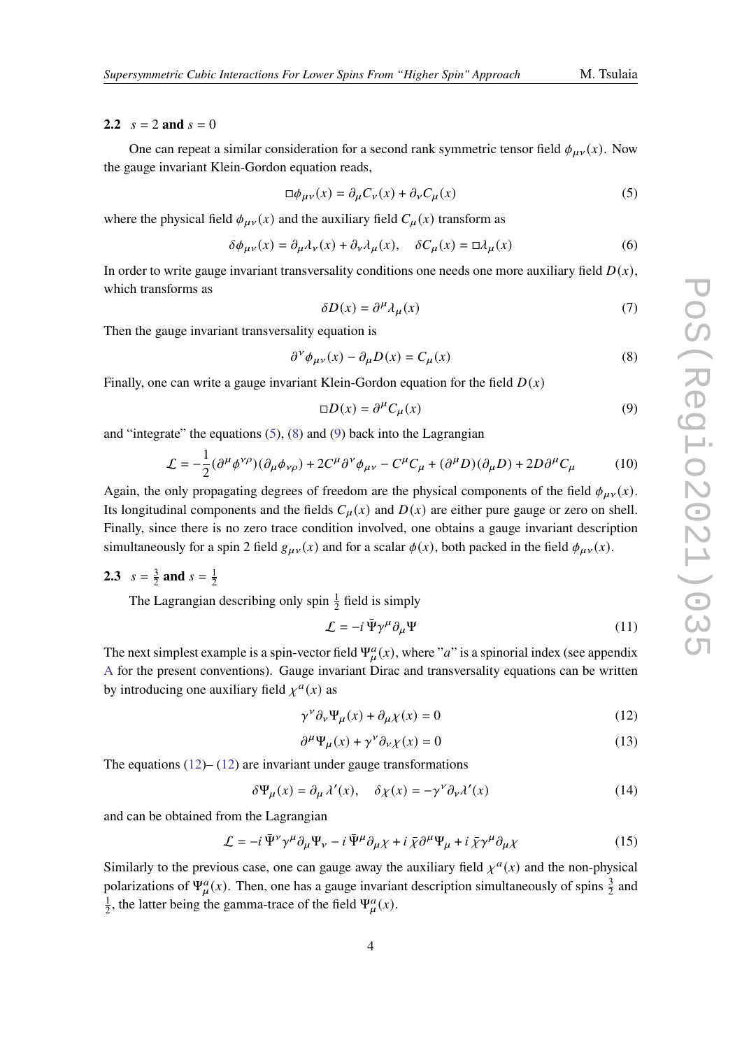### 2.2 $s = 2$ and $s = 0$

One can repeat a similar consideration for a second rank symmetric tensor field $\phi_{\mu\nu}(x)$. Now the gauge invariant Klein-Gordon equation reads,

$$\Box\phi_{\mu\nu}(x) = \partial_\mu C_\nu(x) + \partial_\nu C_\mu(x) \tag{5}$$

where the physical field $\phi_{\mu\nu}(x)$ and the auxiliary field $C_\mu(x)$ transform as

$$\delta\phi_{\mu\nu}(x) = \partial_\mu\lambda_\nu(x) + \partial_\nu\lambda_\mu(x), \quad \delta C_\mu(x) = \Box\lambda_\mu(x) \tag{6}$$

In order to write gauge invariant transversality conditions one needs one more auxiliary field $D(x)$, which transforms as

$$\delta D(x) = \partial^\mu\lambda_\mu(x) \tag{7}$$

Then the gauge invariant transversality equation is

$$\partial^\nu\phi_{\mu\nu}(x) - \partial_\mu D(x) = C_\mu(x) \tag{8}$$

Finally, one can write a gauge invariant Klein-Gordon equation for the field $D(x)$

$$\Box D(x) = \partial^\mu C_\mu(x) \tag{9}$$

and "integrate" the equations (5), (8) and (9) back into the Lagrangian

$$\mathcal{L} = -\frac{1}{2}(\partial^\mu\phi^{\nu\rho})(\partial_\mu\phi_{\nu\rho}) + 2C^\mu\partial^\nu\phi_{\mu\nu} - C^\mu C_\mu + (\partial^\mu D)(\partial_\mu D) + 2D\partial^\mu C_\mu \tag{10}$$

Again, the only propagating degrees of freedom are the physical components of the field $\phi_{\mu\nu}(x)$. Its longitudinal components and the fields $C_\mu(x)$ and $D(x)$ are either pure gauge or zero on shell. Finally, since there is no zero trace condition involved, one obtains a gauge invariant description simultaneously for a spin 2 field $g_{\mu\nu}(x)$ and for a scalar $\phi(x)$, both packed in the field $\phi_{\mu\nu}(x)$.

### 2.3 $s = \frac{3}{2}$ and $s = \frac{1}{2}$

The Lagrangian describing only spin $\frac{1}{2}$ field is simply

$$\mathcal{L} = -i\,\bar{\Psi}\gamma^\mu\partial_\mu\Psi \tag{11}$$

The next simplest example is a spin-vector field $\Psi^a_\mu(x)$, where "$a$" is a spinorial index (see appendix A for the present conventions). Gauge invariant Dirac and transversality equations can be written by introducing one auxiliary field $\chi^a(x)$ as

$$\gamma^\nu\partial_\nu\Psi_\mu(x) + \partial_\mu\chi(x) = 0 \tag{12}$$

$$\partial^\mu\Psi_\mu(x) + \gamma^\nu\partial_\nu\chi(x) = 0 \tag{13}$$

The equations (12)– (12) are invariant under gauge transformations

$$\delta\Psi_\mu(x) = \partial_\mu\,\lambda'(x), \quad \delta\chi(x) = -\gamma^\nu\partial_\nu\lambda'(x) \tag{14}$$

and can be obtained from the Lagrangian

$$\mathcal{L} = -i\,\bar{\Psi}^\nu\gamma^\mu\partial_\mu\Psi_\nu - i\,\bar{\Psi}^\mu\partial_\mu\chi + i\,\bar{\chi}\partial^\mu\Psi_\mu + i\,\bar{\chi}\gamma^\mu\partial_\mu\chi \tag{15}$$

Similarly to the previous case, one can gauge away the auxiliary field $\chi^a(x)$ and the non-physical polarizations of $\Psi^a_\mu(x)$. Then, one has a gauge invariant description simultaneously of spins $\frac{3}{2}$ and $\frac{1}{2}$, the latter being the gamma-trace of the field $\Psi^a_\mu(x)$.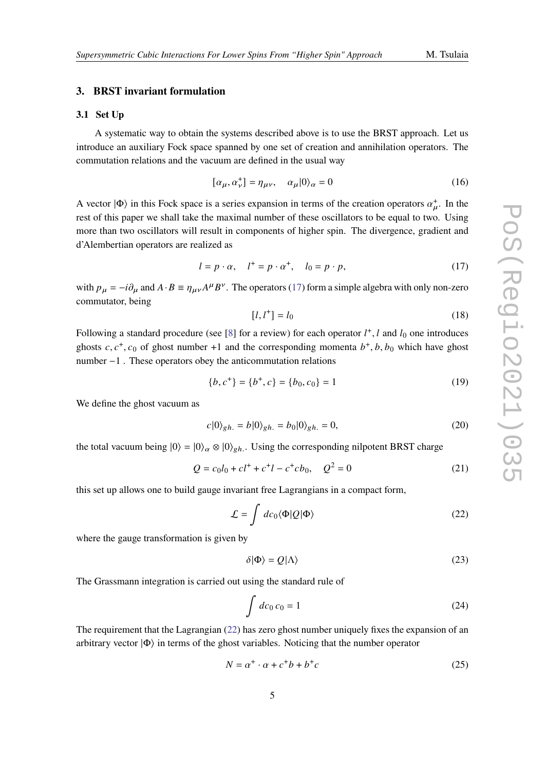## 3. BRST invariant formulation

### 3.1 Set Up

A systematic way to obtain the systems described above is to use the BRST approach. Let us introduce an auxiliary Fock space spanned by one set of creation and annihilation operators. The commutation relations and the vacuum are defined in the usual way

$$[\alpha_\mu, \alpha_\nu^+] = \eta_{\mu\nu}, \quad \alpha_\mu |0\rangle_\alpha = 0 \tag{16}$$

A vector $|\Phi\rangle$ in this Fock space is a series expansion in terms of the creation operators $\alpha_\mu^+$. In the rest of this paper we shall take the maximal number of these oscillators to be equal to two. Using more than two oscillators will result in components of higher spin. The divergence, gradient and d'Alembertian operators are realized as

$$l = p \cdot \alpha, \quad l^+ = p \cdot \alpha^+, \quad l_0 = p \cdot p, \tag{17}$$

with $p_\mu = -i\partial_\mu$ and $A \cdot B \equiv \eta_{\mu\nu} A^\mu B^\nu$. The operators (17) form a simple algebra with only non-zero commutator, being

$$[l, l^+] = l_0 \tag{18}$$

Following a standard procedure (see [8] for a review) for each operator $l^+$, $l$ and $l_0$ one introduces ghosts $c, c^+, c_0$ of ghost number $+1$ and the corresponding momenta $b^+, b, b_0$ which have ghost number $-1$ . These operators obey the anticommutation relations

$$\{b, c^+\} = \{b^+, c\} = \{b_0, c_0\} = 1 \tag{19}$$

We define the ghost vacuum as

$$c|0\rangle_{gh.} = b|0\rangle_{gh.} = b_0|0\rangle_{gh.} = 0, \tag{20}$$

the total vacuum being $|0\rangle = |0\rangle_\alpha \otimes |0\rangle_{gh.}$. Using the corresponding nilpotent BRST charge

$$Q = c_0 l_0 + c l^+ + c^+ l - c^+ c b_0, \quad Q^2 = 0 \tag{21}$$

this set up allows one to build gauge invariant free Lagrangians in a compact form,

$$\mathcal{L} = \int dc_0 \langle \Phi | Q | \Phi \rangle \tag{22}$$

where the gauge transformation is given by

$$\delta |\Phi\rangle = Q|\Lambda\rangle \tag{23}$$

The Grassmann integration is carried out using the standard rule of

$$\int dc_0 \, c_0 = 1 \tag{24}$$

The requirement that the Lagrangian (22) has zero ghost number uniquely fixes the expansion of an arbitrary vector $|\Phi\rangle$ in terms of the ghost variables. Noticing that the number operator

$$N = \alpha^+ \cdot \alpha + c^+ b + b^+ c \tag{25}$$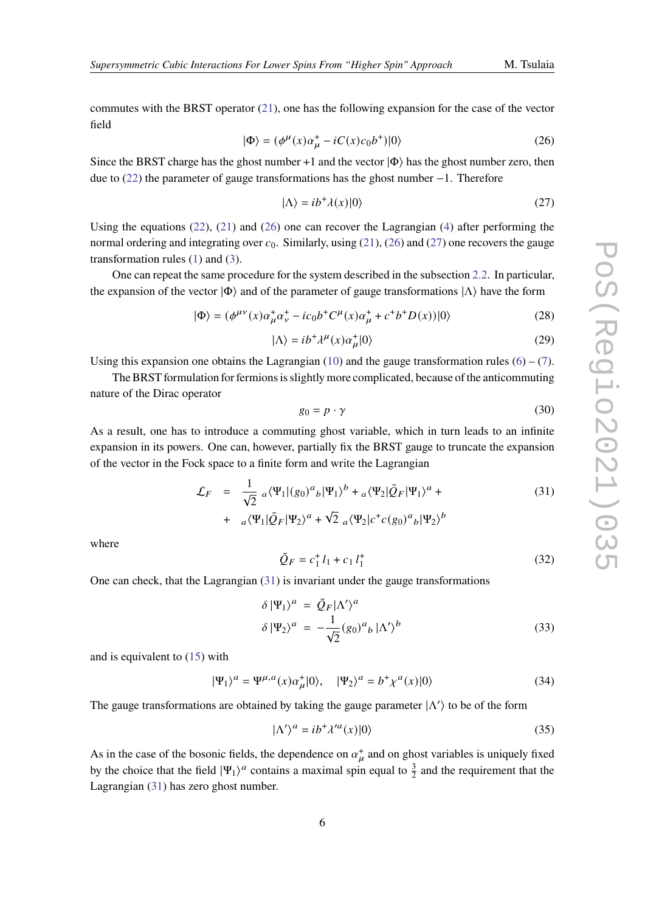commutes with the BRST operator (21), one has the following expansion for the case of the vector field

$$|\Phi\rangle = (\phi^{\mu}(x)\alpha^{+}_{\mu} - iC(x)c_0 b^{+})|0\rangle \tag{26}$$

Since the BRST charge has the ghost number +1 and the vector $|\Phi\rangle$ has the ghost number zero, then due to (22) the parameter of gauge transformations has the ghost number $-1$. Therefore

$$|\Lambda\rangle = ib^{+}\lambda(x)|0\rangle \tag{27}$$

Using the equations (22), (21) and (26) one can recover the Lagrangian (4) after performing the normal ordering and integrating over $c_0$. Similarly, using (21), (26) and (27) one recovers the gauge transformation rules (1) and (3).

One can repeat the same procedure for the system described in the subsection 2.2. In particular, the expansion of the vector $|\Phi\rangle$ and of the parameter of gauge transformations $|\Lambda\rangle$ have the form

$$|\Phi\rangle = (\phi^{\mu\nu}(x)\alpha^{+}_{\mu}\alpha^{+}_{\nu} - ic_0 b^{+}C^{\mu}(x)\alpha^{+}_{\mu} + c^{+}b^{+}D(x))|0\rangle \tag{28}$$

$$|\Lambda\rangle = ib^{+}\lambda^{\mu}(x)\alpha^{+}_{\mu}|0\rangle \tag{29}$$

Using this expansion one obtains the Lagrangian (10) and the gauge transformation rules (6) – (7).

The BRST formulation for fermions is slightly more complicated, because of the anticommuting nature of the Dirac operator

$$g_0 = p \cdot \gamma \tag{30}$$

As a result, one has to introduce a commuting ghost variable, which in turn leads to an infinite expansion in its powers. One can, however, partially fix the BRST gauge to truncate the expansion of the vector in the Fock space to a finite form and write the Lagrangian

$$\begin{aligned} \mathcal{L}_F &= \frac{1}{\sqrt{2}}\, {}_a\langle\Psi_1|(g_0)^a{}_b|\Psi_1\rangle^b + {}_a\langle\Psi_2|\tilde{Q}_F|\Psi_1\rangle^a + \\ &+ {}_a\langle\Psi_1|\tilde{Q}_F|\Psi_2\rangle^a + \sqrt{2}\, {}_a\langle\Psi_2|c^{+}c(g_0)^a{}_b|\Psi_2\rangle^b \end{aligned} \tag{31}$$

where

$$\tilde{Q}_F = c_1^{+}\, l_1 + c_1\, l_1^{+} \tag{32}$$

One can check, that the Lagrangian (31) is invariant under the gauge transformations

$$\begin{aligned} \delta\,|\Psi_1\rangle^a &= \tilde{Q}_F|\Lambda'\rangle^a \\ \delta\,|\Psi_2\rangle^a &= -\frac{1}{\sqrt{2}}(g_0)^a{}_b\,|\Lambda'\rangle^b \end{aligned} \tag{33}$$

and is equivalent to (15) with

$$|\Psi_1\rangle^a = \Psi^{\mu,a}(x)\alpha^{+}_{\mu}|0\rangle, \quad |\Psi_2\rangle^a = b^{+}\chi^a(x)|0\rangle \tag{34}$$

The gauge transformations are obtained by taking the gauge parameter $|\Lambda'\rangle$ to be of the form

$$|\Lambda'\rangle^a = ib^{+}\lambda'^a(x)|0\rangle \tag{35}$$

As in the case of the bosonic fields, the dependence on $\alpha^{+}_{\mu}$ and on ghost variables is uniquely fixed by the choice that the field $|\Psi_1\rangle^a$ contains a maximal spin equal to $\frac{3}{2}$ and the requirement that the Lagrangian (31) has zero ghost number.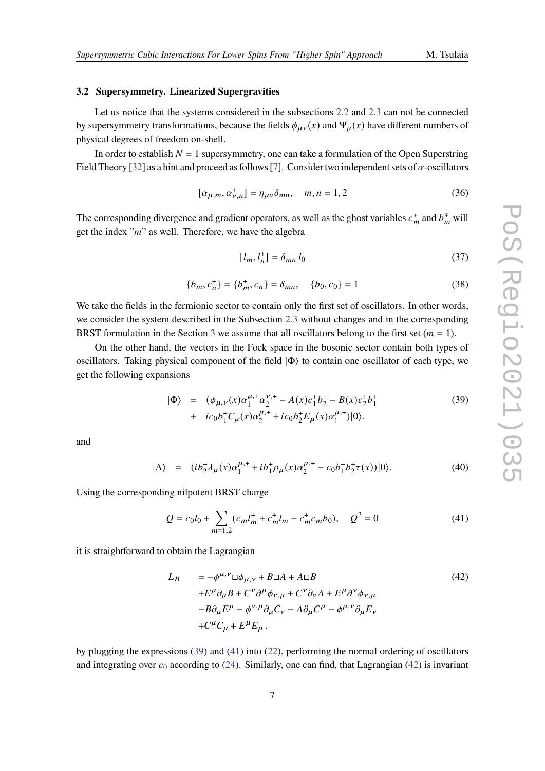### 3.2 Supersymmetry. Linearized Supergravities

Let us notice that the systems considered in the subsections 2.2 and 2.3 can not be connected by supersymmetry transformations, because the fields $\phi_{\mu\nu}(x)$ and $\Psi_\mu(x)$ have different numbers of physical degrees of freedom on-shell.

In order to establish $N = 1$ supersymmetry, one can take a formulation of the Open Superstring Field Theory [32] as a hint and proceed as follows [7]. Consider two independent sets of $\alpha$-oscillators

$$[\alpha_{\mu,m}, \alpha^+_{\nu,n}] = \eta_{\mu\nu}\delta_{mn}, \quad m,n = 1,2 \tag{36}$$

The corresponding divergence and gradient operators, as well as the ghost variables $c^\pm_m$ and $b^\mp_m$ will get the index "$m$" as well. Therefore, we have the algebra

$$[l_m, l^+_n] = \delta_{mn}\, l_0 \tag{37}$$

$$\{b_m, c^+_n\} = \{b^+_m, c_n\} = \delta_{mn}, \quad \{b_0, c_0\} = 1 \tag{38}$$

We take the fields in the fermionic sector to contain only the first set of oscillators. In other words, we consider the system described in the Subsection 2.3 without changes and in the corresponding BRST formulation in the Section 3 we assume that all oscillators belong to the first set ($m = 1$).

On the other hand, the vectors in the Fock space in the bosonic sector contain both types of oscillators. Taking physical component of the field $|\Phi\rangle$ to contain one oscillator of each type, we get the following expansions

$$\begin{aligned} |\Phi\rangle \;\; &= \;\; (\phi_{\mu,\nu}(x)\alpha_1^{\mu,+}\alpha_2^{\nu,+} - A(x)c_1^+b_2^+ - B(x)c_2^+b_1^+ \\ &+ \;\; ic_0b_1^+C_\mu(x)\alpha_2^{\mu,+} + ic_0b_2^+E_\mu(x)\alpha_1^{\mu,+})|0\rangle. \end{aligned} \tag{39}$$

and

$$|\Lambda\rangle \;\; = \;\; (ib_2^+\lambda_\mu(x)\alpha_1^{\mu,+} + ib_1^+\rho_\mu(x)\alpha_2^{\mu,+} - c_0b_1^+b_2^+\tau(x))|0\rangle. \tag{40}$$

Using the corresponding nilpotent BRST charge

$$Q = c_0l_0 + \sum_{m=1,2}(c_ml^+_m + c^+_ml_m - c^+_mc_mb_0), \quad Q^2 = 0 \tag{41}$$

it is straightforward to obtain the Lagrangian

$$\begin{aligned} L_B \quad &= -\phi^{\mu,\nu}\Box\phi_{\mu,\nu} + B\Box A + A\Box B \\ &+E^\mu\partial_\mu B + C^\nu\partial^\mu\phi_{\nu,\mu} + C^\nu\partial_\nu A + E^\mu\partial^\nu\phi_{\nu,\mu} \\ &-B\partial_\mu E^\mu - \phi^{\nu,\mu}\partial_\mu C_\nu - A\partial_\mu C^\mu - \phi^{\mu,\nu}\partial_\mu E_\nu \\ &+C^\mu C_\mu + E^\mu E_\mu\,. \end{aligned} \tag{42}$$

by plugging the expressions (39) and (41) into (22), performing the normal ordering of oscillators and integrating over $c_0$ according to (24). Similarly, one can find, that Lagrangian (42) is invariant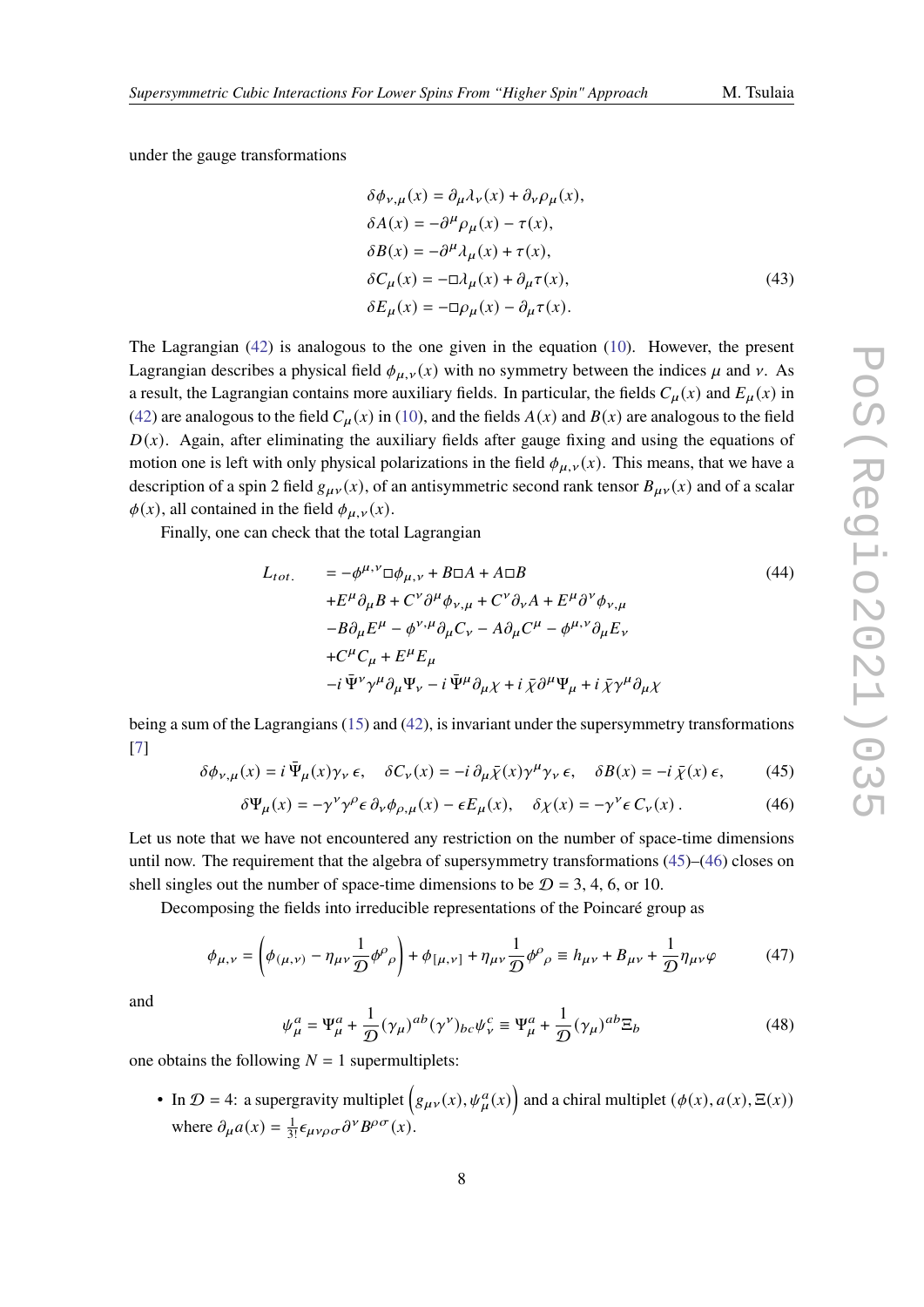under the gauge transformations

$$
\begin{aligned}
\delta\phi_{\nu,\mu}(x) &= \partial_\mu \lambda_\nu(x) + \partial_\nu \rho_\mu(x), \\
\delta A(x) &= -\partial^\mu \rho_\mu(x) - \tau(x), \\
\delta B(x) &= -\partial^\mu \lambda_\mu(x) + \tau(x), \\
\delta C_\mu(x) &= -\Box \lambda_\mu(x) + \partial_\mu \tau(x), \\
\delta E_\mu(x) &= -\Box \rho_\mu(x) - \partial_\mu \tau(x).
\end{aligned}
\tag{43}
$$

The Lagrangian (42) is analogous to the one given in the equation (10). However, the present Lagrangian describes a physical field $\phi_{\mu,\nu}(x)$ with no symmetry between the indices $\mu$ and $\nu$. As a result, the Lagrangian contains more auxiliary fields. In particular, the fields $C_\mu(x)$ and $E_\mu(x)$ in (42) are analogous to the field $C_\mu(x)$ in (10), and the fields $A(x)$ and $B(x)$ are analogous to the field $D(x)$. Again, after eliminating the auxiliary fields after gauge fixing and using the equations of motion one is left with only physical polarizations in the field $\phi_{\mu,\nu}(x)$. This means, that we have a description of a spin 2 field $g_{\mu\nu}(x)$, of an antisymmetric second rank tensor $B_{\mu\nu}(x)$ and of a scalar $\phi(x)$, all contained in the field $\phi_{\mu,\nu}(x)$.

Finally, one can check that the total Lagrangian

$$
\begin{aligned}
L_{tot.} \quad &= -\phi^{\mu,\nu}\Box\phi_{\mu,\nu} + B\Box A + A\Box B \\
&+E^\mu \partial_\mu B + C^\nu \partial^\mu \phi_{\nu,\mu} + C^\nu \partial_\nu A + E^\mu \partial^\nu \phi_{\nu,\mu} \\
&-B\partial_\mu E^\mu - \phi^{\nu,\mu}\partial_\mu C_\nu - A\partial_\mu C^\mu - \phi^{\mu,\nu}\partial_\mu E_\nu \\
&+C^\mu C_\mu + E^\mu E_\mu \\
&-i\,\bar\Psi^\nu \gamma^\mu \partial_\mu \Psi_\nu - i\,\bar\Psi^\mu \partial_\mu \chi + i\,\bar\chi \partial^\mu \Psi_\mu + i\,\bar\chi \gamma^\mu \partial_\mu \chi
\end{aligned}
\tag{44}
$$

being a sum of the Lagrangians (15) and (42), is invariant under the supersymmetry transformations [7]

$$
\delta\phi_{\nu,\mu}(x) = i\,\bar\Psi_\mu(x)\gamma_\nu\,\epsilon, \quad \delta C_\nu(x) = -i\,\partial_\mu \bar\chi(x)\gamma^\mu\gamma_\nu\,\epsilon, \quad \delta B(x) = -i\,\bar\chi(x)\,\epsilon, \tag{45}
$$

$$
\delta\Psi_\mu(x) = -\gamma^\nu\gamma^\rho\epsilon\,\partial_\nu\phi_{\rho,\mu}(x) - \epsilon E_\mu(x), \quad \delta\chi(x) = -\gamma^\nu\epsilon\, C_\nu(x)\,. \tag{46}
$$

Let us note that we have not encountered any restriction on the number of space-time dimensions until now. The requirement that the algebra of supersymmetry transformations (45)–(46) closes on shell singles out the number of space-time dimensions to be $\mathcal{D} = 3, 4, 6,$ or $10$.

Decomposing the fields into irreducible representations of the Poincaré group as

$$
\phi_{\mu,\nu} = \left(\phi_{(\mu,\nu)} - \eta_{\mu\nu}\frac{1}{\mathcal{D}}\phi^\rho{}_\rho\right) + \phi_{[\mu,\nu]} + \eta_{\mu\nu}\frac{1}{\mathcal{D}}\phi^\rho{}_\rho \equiv h_{\mu\nu} + B_{\mu\nu} + \frac{1}{\mathcal{D}}\eta_{\mu\nu}\varphi \tag{47}
$$

and

$$
\psi^a_\mu = \Psi^a_\mu + \frac{1}{\mathcal{D}}(\gamma_\mu)^{ab}(\gamma^\nu)_{bc}\psi^c_\nu \equiv \Psi^a_\mu + \frac{1}{\mathcal{D}}(\gamma_\mu)^{ab}\Xi_b \tag{48}
$$

one obtains the following $N = 1$ supermultiplets:

- In $\mathcal{D} = 4$: a supergravity multiplet $\left(g_{\mu\nu}(x), \psi^a_\mu(x)\right)$ and a chiral multiplet $(\phi(x), a(x), \Xi(x))$ where $\partial_\mu a(x) = \frac{1}{3!}\epsilon_{\mu\nu\rho\sigma}\partial^\nu B^{\rho\sigma}(x)$.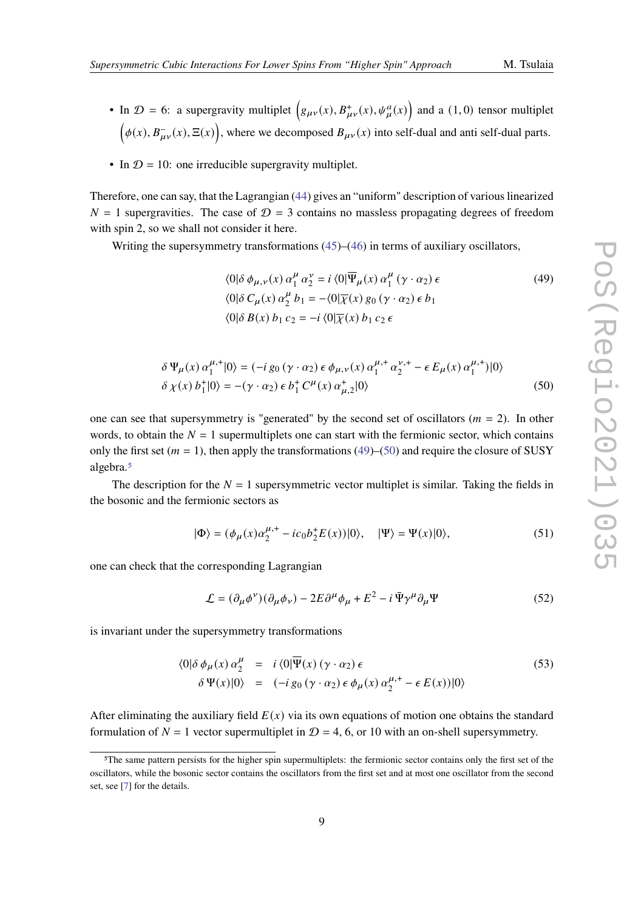- In $\mathcal{D} = 6$: a supergravity multiplet $\left(g_{\mu\nu}(x), B^+_{\mu\nu}(x), \psi^a_\mu(x)\right)$ and a $(1,0)$ tensor multiplet $\left(\phi(x), B^-_{\mu\nu}(x), \Xi(x)\right)$, where we decomposed $B_{\mu\nu}(x)$ into self-dual and anti self-dual parts.

- In $\mathcal{D} = 10$: one irreducible supergravity multiplet.

Therefore, one can say, that the Lagrangian (44) gives an "uniform" description of various linearized $N = 1$ supergravities. The case of $\mathcal{D} = 3$ contains no massless propagating degrees of freedom with spin 2, so we shall not consider it here.

Writing the supersymmetry transformations (45)–(46) in terms of auxiliary oscillators,

$$
\begin{aligned}
\langle 0|\delta\, \phi_{\mu,\nu}(x)\, \alpha_1^\mu\, \alpha_2^\nu &= i\, \langle 0|\overline{\Psi}_\mu(x)\, \alpha_1^\mu\, (\gamma\cdot\alpha_2)\, \epsilon \\
\langle 0|\delta\, C_\mu(x)\, \alpha_2^\mu\, b_1 &= -\langle 0|\overline{\chi}(x)\, g_0\, (\gamma\cdot\alpha_2)\, \epsilon\, b_1 \\
\langle 0|\delta\, B(x)\, b_1\, c_2 &= -i\, \langle 0|\overline{\chi}(x)\, b_1\, c_2\, \epsilon
\end{aligned}
\tag{49}
$$

$$
\begin{aligned}
&\delta\, \Psi_\mu(x)\, \alpha_1^{\mu,+}|0\rangle = (-i\, g_0\, (\gamma\cdot\alpha_2)\, \epsilon\, \phi_{\mu,\nu}(x)\, \alpha_1^{\mu,+}\, \alpha_2^{\nu,+} - \epsilon\, E_\mu(x)\, \alpha_1^{\mu,+})|0\rangle \\
&\delta\, \chi(x)\, b_1^+|0\rangle = -(\gamma\cdot\alpha_2)\, \epsilon\, b_1^+\, C^\mu(x)\, \alpha^+_{\mu,2}|0\rangle
\end{aligned}
\tag{50}
$$

one can see that supersymmetry is "generated" by the second set of oscillators ($m = 2$). In other words, to obtain the $N = 1$ supermultiplets one can start with the fermionic sector, which contains only the first set ($m = 1$), then apply the transformations (49)–(50) and require the closure of SUSY algebra.[5]

The description for the $N = 1$ supersymmetric vector multiplet is similar. Taking the fields in the bosonic and the fermionic sectors as

$$
|\Phi\rangle = (\phi_\mu(x)\alpha_2^{\mu,+} - ic_0 b_2^+ E(x))|0\rangle, \quad |\Psi\rangle = \Psi(x)|0\rangle,
\tag{51}
$$

one can check that the corresponding Lagrangian

$$
\mathcal{L} = (\partial_\mu \phi^\nu)(\partial_\mu \phi_\nu) - 2E\partial^\mu\phi_\mu + E^2 - i\,\bar{\Psi}\gamma^\mu\partial_\mu\Psi
\tag{52}
$$

is invariant under the supersymmetry transformations

$$
\begin{aligned}
\langle 0|\delta\, \phi_\mu(x)\, \alpha_2^\mu &= i\, \langle 0|\overline{\Psi}(x)\, (\gamma\cdot\alpha_2)\, \epsilon \\
\delta\, \Psi(x)|0\rangle &= (-i\, g_0\, (\gamma\cdot\alpha_2)\, \epsilon\, \phi_\mu(x)\, \alpha_2^{\mu,+} - \epsilon\, E(x))|0\rangle
\end{aligned}
\tag{53}
$$

After eliminating the auxiliary field $E(x)$ via its own equations of motion one obtains the standard formulation of $N = 1$ vector supermultiplet in $\mathcal{D} = 4$, 6, or 10 with an on-shell supersymmetry.

[5] The same pattern persists for the higher spin supermultiplets: the fermionic sector contains only the first set of the oscillators, while the bosonic sector contains the oscillators from the first set and at most one oscillator from the second set, see [7] for the details.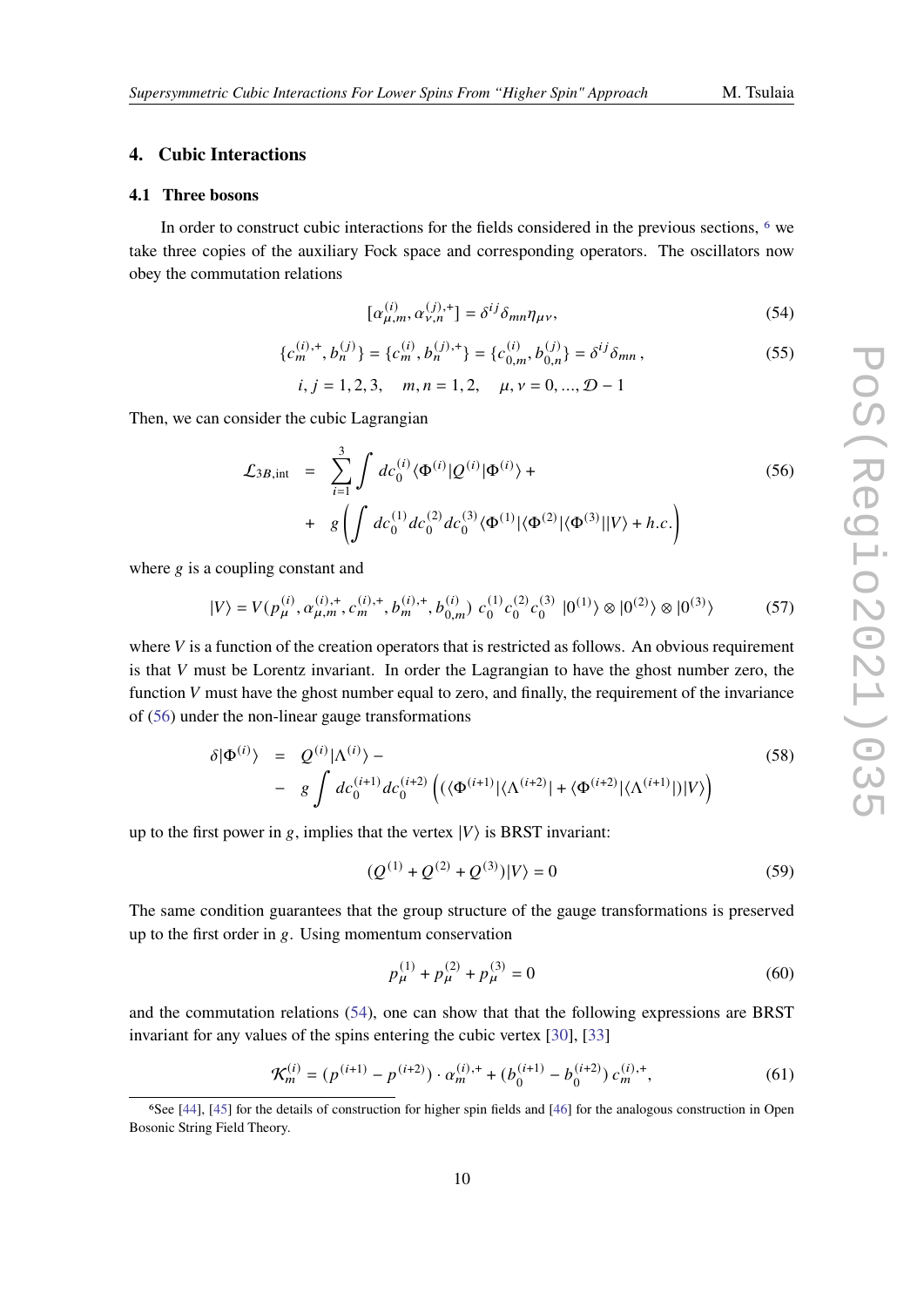## 4. Cubic Interactions

### 4.1 Three bosons

In order to construct cubic interactions for the fields considered in the previous sections, [6] we take three copies of the auxiliary Fock space and corresponding operators. The oscillators now obey the commutation relations

$$[\alpha^{(i)}_{\mu,m}, \alpha^{(j),+}_{\nu,n}] = \delta^{ij}\delta_{mn}\eta_{\mu\nu}, \tag{54}$$

$$\{c^{(i),+}_m, b^{(j)}_n\} = \{c^{(i)}_m, b^{(j),+}_n\} = \{c^{(i)}_{0,m}, b^{(j)}_{0,n}\} = \delta^{ij}\delta_{mn}\,, \tag{55}$$

$$i,j = 1,2,3, \quad m,n = 1,2, \quad \mu,\nu = 0,...,\mathcal{D}-1$$

Then, we can consider the cubic Lagrangian

$$\begin{aligned}\mathcal{L}_{3B,\text{int}} &= \sum_{i=1}^{3} \int dc_0^{(i)} \langle \Phi^{(i)} | Q^{(i)} | \Phi^{(i)} \rangle + \\ &+ g\left( \int dc_0^{(1)} dc_0^{(2)} dc_0^{(3)} \langle \Phi^{(1)} | \langle \Phi^{(2)} | \langle \Phi^{(3)} || V \rangle + h.c. \right)\end{aligned} \tag{56}$$

where $g$ is a coupling constant and

$$|V\rangle = V(p^{(i)}_\mu, \alpha^{(i),+}_{\mu,m}, c^{(i),+}_m, b^{(i),+}_m, b^{(i)}_{0,m})\; c_0^{(1)} c_0^{(2)} c_0^{(3)}\; |0^{(1)}\rangle \otimes |0^{(2)}\rangle \otimes |0^{(3)}\rangle \tag{57}$$

where $V$ is a function of the creation operators that is restricted as follows. An obvious requirement is that $V$ must be Lorentz invariant. In order the Lagrangian to have the ghost number zero, the function $V$ must have the ghost number equal to zero, and finally, the requirement of the invariance of (56) under the non-linear gauge transformations

$$\begin{aligned}\delta|\Phi^{(i)}\rangle &= Q^{(i)}|\Lambda^{(i)}\rangle - \\ &- g\int dc_0^{(i+1)} dc_0^{(i+2)} \left( (\langle \Phi^{(i+1)} | \langle \Lambda^{(i+2)} | + \langle \Phi^{(i+2)} | \langle \Lambda^{(i+1)} |) | V \rangle \right)\end{aligned} \tag{58}$$

up to the first power in $g$, implies that the vertex $|V\rangle$ is BRST invariant:

$$(Q^{(1)} + Q^{(2)} + Q^{(3)})|V\rangle = 0 \tag{59}$$

The same condition guarantees that the group structure of the gauge transformations is preserved up to the first order in $g$. Using momentum conservation

$$p^{(1)}_\mu + p^{(2)}_\mu + p^{(3)}_\mu = 0 \tag{60}$$

and the commutation relations (54), one can show that that the following expressions are BRST invariant for any values of the spins entering the cubic vertex [30], [33]

$$\mathcal{K}^{(i)}_m = (p^{(i+1)} - p^{(i+2)}) \cdot \alpha^{(i),+}_m + (b_0^{(i+1)} - b_0^{(i+2)})\, c^{(i),+}_m, \tag{61}$$

[6] See [44], [45] for the details of construction for higher spin fields and [46] for the analogous construction in Open Bosonic String Field Theory.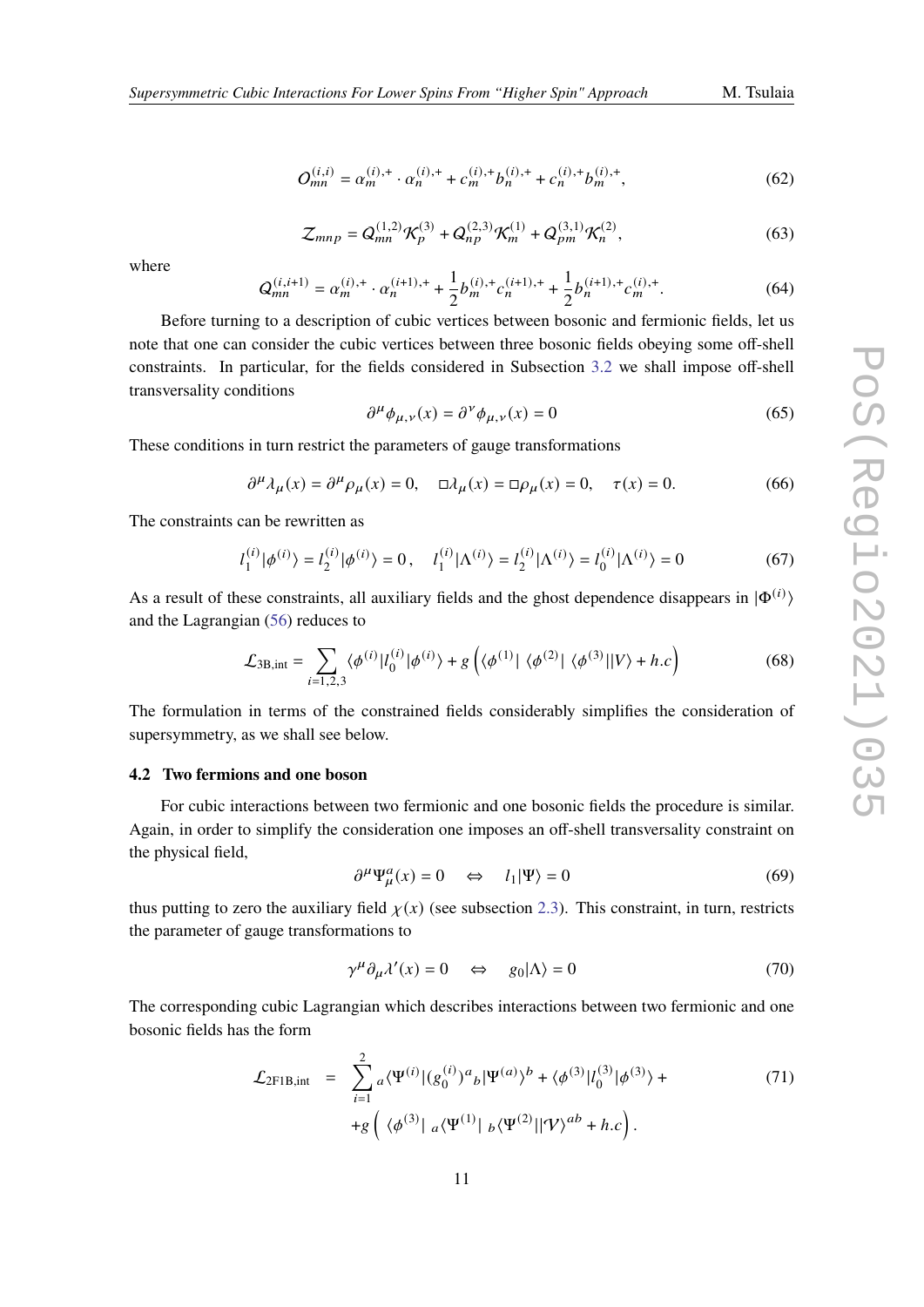$$
O^{(i,i)}_{mn} = \alpha^{(i),+}_m \cdot \alpha^{(i),+}_n + c^{(i),+}_m b^{(i),+}_n + c^{(i),+}_n b^{(i),+}_m , \tag{62}
$$

$$
\mathcal{Z}_{mnp} = Q^{(1,2)}_{mn} \mathcal{K}^{(3)}_p + Q^{(2,3)}_{np} \mathcal{K}^{(1)}_m + Q^{(3,1)}_{pm} \mathcal{K}^{(2)}_n , \tag{63}
$$

where

$$
Q^{(i,i+1)}_{mn} = \alpha^{(i),+}_m \cdot \alpha^{(i+1),+}_n + \frac{1}{2} b^{(i),+}_m c^{(i+1),+}_n + \frac{1}{2} b^{(i+1),+}_n c^{(i),+}_m . \tag{64}
$$

Before turning to a description of cubic vertices between bosonic and fermionic fields, let us note that one can consider the cubic vertices between three bosonic fields obeying some off-shell constraints. In particular, for the fields considered in Subsection 3.2 we shall impose off-shell transversality conditions

$$
\partial^\mu \phi_{\mu,\nu}(x) = \partial^\nu \phi_{\mu,\nu}(x) = 0 \tag{65}
$$

These conditions in turn restrict the parameters of gauge transformations

$$
\partial^\mu \lambda_\mu(x) = \partial^\mu \rho_\mu(x) = 0, \quad \Box \lambda_\mu(x) = \Box \rho_\mu(x) = 0, \quad \tau(x) = 0. \tag{66}
$$

The constraints can be rewritten as

$$
l^{(i)}_1 |\phi^{(i)}\rangle = l^{(i)}_2 |\phi^{(i)}\rangle = 0 \, , \quad l^{(i)}_1 |\Lambda^{(i)}\rangle = l^{(i)}_2 |\Lambda^{(i)}\rangle = l^{(i)}_0 |\Lambda^{(i)}\rangle = 0 \tag{67}
$$

As a result of these constraints, all auxiliary fields and the ghost dependence disappears in $|\Phi^{(i)}\rangle$ and the Lagrangian (56) reduces to

$$
\mathcal{L}_{3\mathrm{B,int}} = \sum_{i=1,2,3} \langle \phi^{(i)} | l^{(i)}_0 | \phi^{(i)} \rangle + g \left( \langle \phi^{(1)} | \, \langle \phi^{(2)} | \, \langle \phi^{(3)} | | V \rangle + h.c \right) \tag{68}
$$

The formulation in terms of the constrained fields considerably simplifies the consideration of supersymmetry, as we shall see below.

### 4.2 Two fermions and one boson

For cubic interactions between two fermionic and one bosonic fields the procedure is similar. Again, in order to simplify the consideration one imposes an off-shell transversality constraint on the physical field,

$$
\partial^\mu \Psi^a_\mu(x) = 0 \quad \Leftrightarrow \quad l_1 |\Psi\rangle = 0 \tag{69}
$$

thus putting to zero the auxiliary field $\chi(x)$ (see subsection 2.3). This constraint, in turn, restricts the parameter of gauge transformations to

$$
\gamma^\mu \partial_\mu \lambda'(x) = 0 \quad \Leftrightarrow \quad g_0 |\Lambda\rangle = 0 \tag{70}
$$

The corresponding cubic Lagrangian which describes interactions between two fermionic and one bosonic fields has the form

$$
\begin{aligned}
\mathcal{L}_{2\mathrm{F1B,int}} \;\; = \;\; & \sum_{i=1}^{2} {}_a\langle \Psi^{(i)} | (g^{(i)}_0)^a{}_b | \Psi^{(a)} \rangle^b + \langle \phi^{(3)} | l^{(3)}_0 | \phi^{(3)} \rangle + \\
& + g \left( \, \langle \phi^{(3)} | \; {}_a\langle \Psi^{(1)} | \; {}_b\langle \Psi^{(2)} | | \mathcal{V} \rangle^{ab} + h.c \right) .
\end{aligned} \tag{71}
$$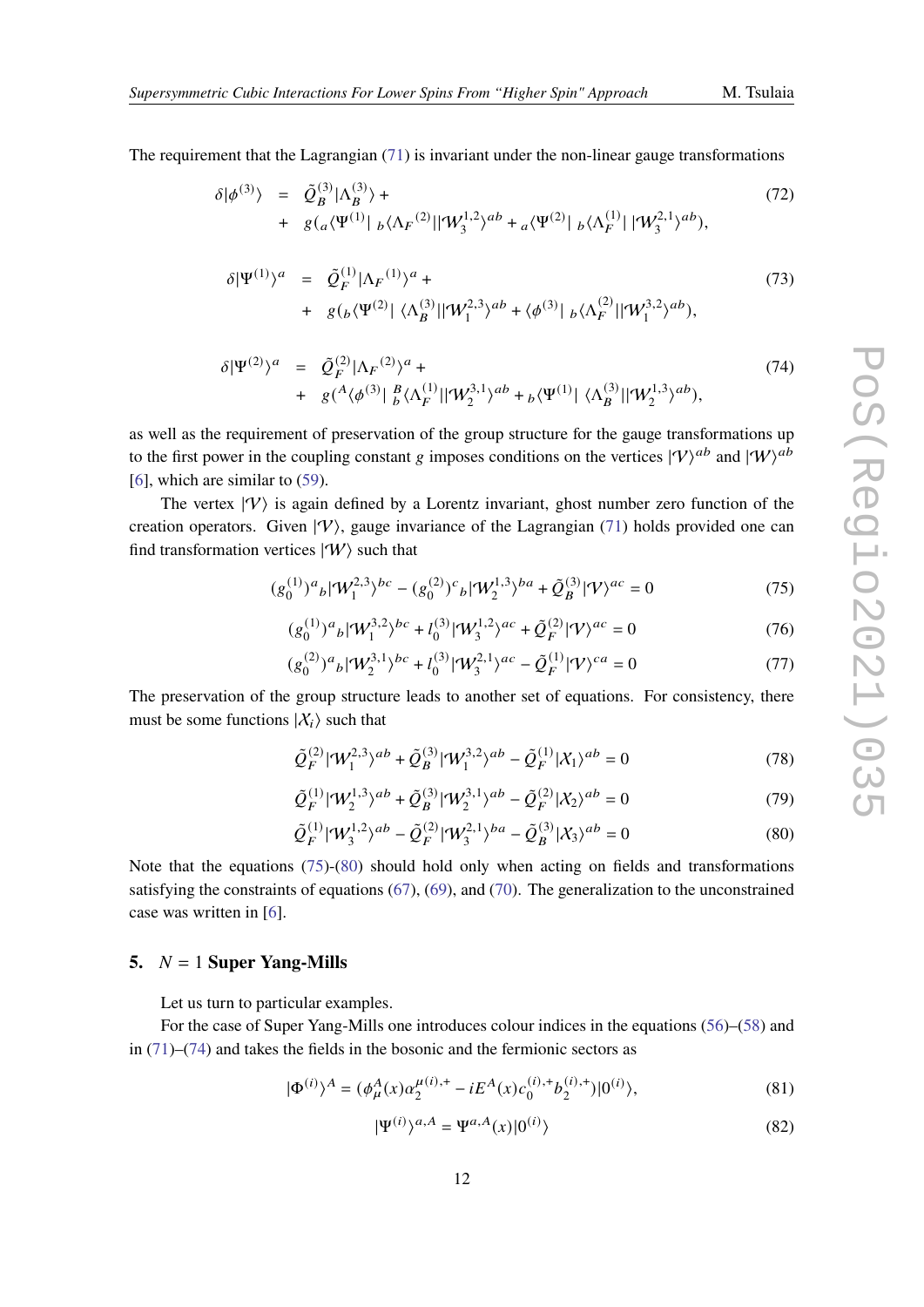The requirement that the Lagrangian (71) is invariant under the non-linear gauge transformations

$$
\begin{aligned}
\delta|\phi^{(3)}\rangle &= \tilde{Q}_B^{(3)}|\Lambda_B^{(3)}\rangle + \\
&+ g({}_a\langle\Psi^{(1)}|\ {}_b\langle\Lambda_F{}^{(2)}||\mathcal{W}_3^{1,2}\rangle^{ab} + {}_a\langle\Psi^{(2)}|\ {}_b\langle\Lambda_F^{(1)}|\ |\mathcal{W}_3^{2,1}\rangle^{ab}),
\end{aligned}
\tag{72}
$$

$$
\begin{aligned}
\delta|\Psi^{(1)}\rangle^a &= \tilde{Q}_F^{(1)}|\Lambda_F{}^{(1)}\rangle^a + \\
&+ g({}_b\langle\Psi^{(2)}|\ \langle\Lambda_B^{(3)}||\mathcal{W}_1^{2,3}\rangle^{ab} + \langle\phi^{(3)}|\ {}_b\langle\Lambda_F^{(2)}||\mathcal{W}_1^{3,2}\rangle^{ab}),
\end{aligned}
\tag{73}
$$

$$
\begin{aligned}
\delta|\Psi^{(2)}\rangle^a &= \tilde{Q}_F^{(2)}|\Lambda_F{}^{(2)}\rangle^a + \\
&+ g({}^A\langle\phi^{(3)}|\ {}_b^B\langle\Lambda_F^{(1)}||\mathcal{W}_2^{3,1}\rangle^{ab} + {}_b\langle\Psi^{(1)}|\ \langle\Lambda_B^{(3)}||\mathcal{W}_2^{1,3}\rangle^{ab}),
\end{aligned}
\tag{74}
$$

as well as the requirement of preservation of the group structure for the gauge transformations up to the first power in the coupling constant $g$ imposes conditions on the vertices $|\mathcal{V}\rangle^{ab}$ and $|\mathcal{W}\rangle^{ab}$ [6], which are similar to (59).

The vertex $|\mathcal{V}\rangle$ is again defined by a Lorentz invariant, ghost number zero function of the creation operators. Given $|\mathcal{V}\rangle$, gauge invariance of the Lagrangian (71) holds provided one can find transformation vertices $|\mathcal{W}\rangle$ such that

$$
(g_0^{(1)})^a{}_b|\mathcal{W}_1^{2,3}\rangle^{bc} - (g_0^{(2)})^c{}_b|\mathcal{W}_2^{1,3}\rangle^{ba} + \tilde{Q}_B^{(3)}|\mathcal{V}\rangle^{ac} = 0 \tag{75}
$$

$$
(g_0^{(1)})^a{}_b|\mathcal{W}_1^{3,2}\rangle^{bc} + l_0^{(3)}|\mathcal{W}_3^{1,2}\rangle^{ac} + \tilde{Q}_F^{(2)}|\mathcal{V}\rangle^{ac} = 0 \tag{76}
$$

$$
(g_0^{(2)})^a{}_b|\mathcal{W}_2^{3,1}\rangle^{bc} + l_0^{(3)}|\mathcal{W}_3^{2,1}\rangle^{ac} - \tilde{Q}_F^{(1)}|\mathcal{V}\rangle^{ca} = 0 \tag{77}
$$

The preservation of the group structure leads to another set of equations. For consistency, there must be some functions $|X_i\rangle$ such that

$$
\tilde{Q}_F^{(2)}|\mathcal{W}_1^{2,3}\rangle^{ab} + \tilde{Q}_B^{(3)}|\mathcal{W}_1^{3,2}\rangle^{ab} - \tilde{Q}_F^{(1)}|X_1\rangle^{ab} = 0 \tag{78}
$$

$$
\tilde{Q}_F^{(1)}|\mathcal{W}_2^{1,3}\rangle^{ab} + \tilde{Q}_B^{(3)}|\mathcal{W}_2^{3,1}\rangle^{ab} - \tilde{Q}_F^{(2)}|X_2\rangle^{ab} = 0 \tag{79}
$$

$$
\tilde{Q}_F^{(1)}|\mathcal{W}_3^{1,2}\rangle^{ab} - \tilde{Q}_F^{(2)}|\mathcal{W}_3^{2,1}\rangle^{ba} - \tilde{Q}_B^{(3)}|X_3\rangle^{ab} = 0 \tag{80}
$$

Note that the equations (75)-(80) should hold only when acting on fields and transformations satisfying the constraints of equations (67), (69), and (70). The generalization to the unconstrained case was written in [6].

## 5. $N = 1$ Super Yang-Mills

Let us turn to particular examples.

For the case of Super Yang-Mills one introduces colour indices in the equations (56)–(58) and in (71)–(74) and takes the fields in the bosonic and the fermionic sectors as

$$
|\Phi^{(i)}\rangle^A = (\phi_\mu^A(x)\alpha_2^{\mu(i),+} - iE^A(x)c_0^{(i),+}b_2^{(i),+})|0^{(i)}\rangle, \tag{81}
$$

$$
|\Psi^{(i)}\rangle^{a,A} = \Psi^{a,A}(x)|0^{(i)}\rangle \tag{82}
$$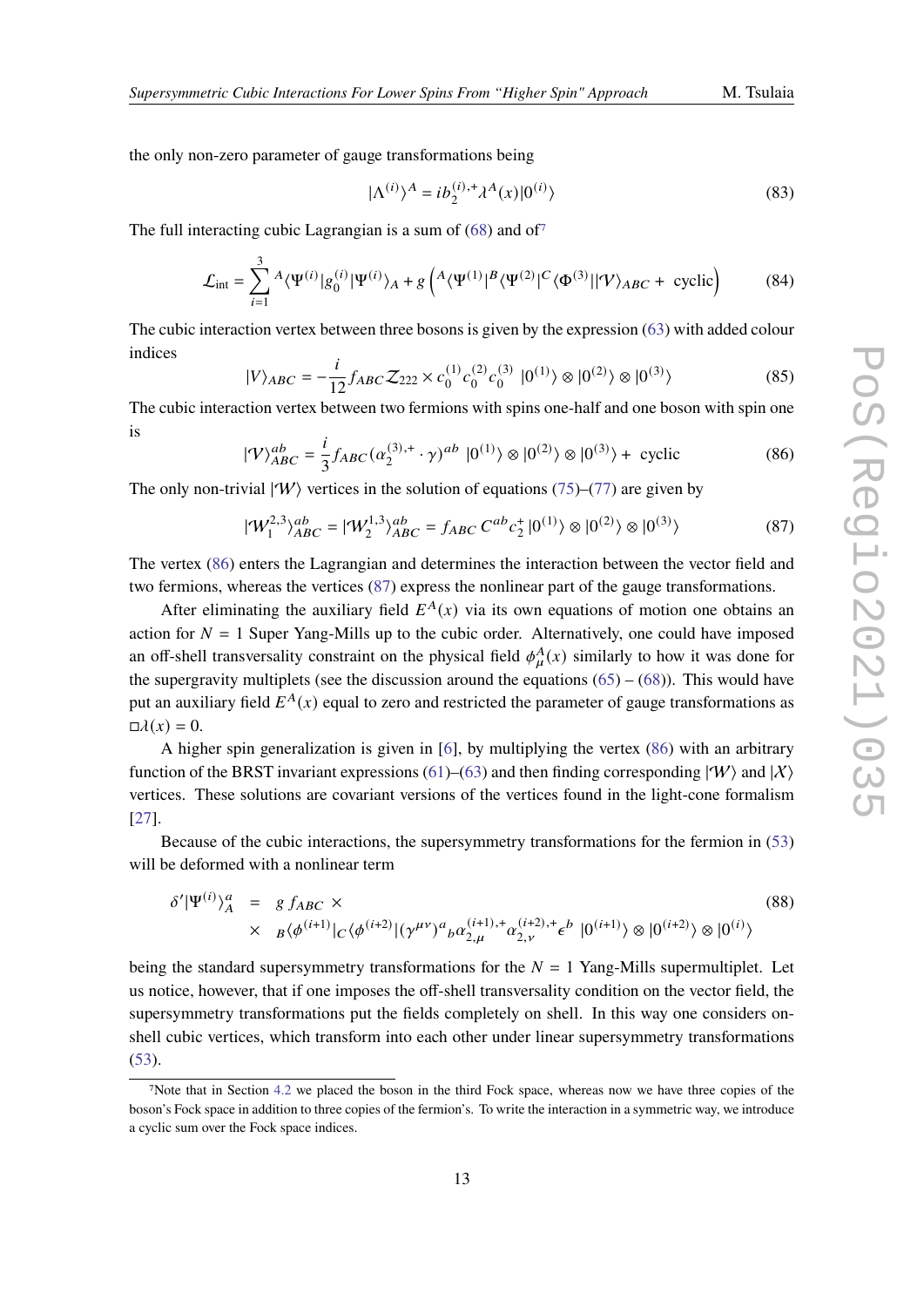the only non-zero parameter of gauge transformations being

$$|\Lambda^{(i)}\rangle^A = i b_2^{(i),+} \lambda^A(x) |0^{(i)}\rangle \tag{83}$$

The full interacting cubic Lagrangian is a sum of (68) and of[7]

$$\mathcal{L}_{\rm int} = \sum_{i=1}^{3} {}^A\langle \Psi^{(i)} | g_0^{(i)} | \Psi^{(i)} \rangle_A + g \left( {}^A\langle \Psi^{(1)} | {}^B\langle \Psi^{(2)} | {}^C\langle \Phi^{(3)} | | \mathcal{V} \rangle_{ABC} + \text{ cyclic} \right) \tag{84}$$

The cubic interaction vertex between three bosons is given by the expression (63) with added colour indices

$$|V\rangle_{ABC} = -\frac{i}{12} f_{ABC} \mathcal{Z}_{222} \times c_0^{(1)} c_0^{(2)} c_0^{(3)} \; |0^{(1)}\rangle \otimes |0^{(2)}\rangle \otimes |0^{(3)}\rangle \tag{85}$$

The cubic interaction vertex between two fermions with spins one-half and one boson with spin one is

$$|\mathcal{V}\rangle^{ab}_{ABC} = \frac{i}{3} f_{ABC} (\alpha_2^{(3),+} \cdot \gamma)^{ab} \; |0^{(1)}\rangle \otimes |0^{(2)}\rangle \otimes |0^{(3)}\rangle + \text{ cyclic} \tag{86}$$

The only non-trivial $|\mathcal{W}\rangle$ vertices in the solution of equations (75)–(77) are given by

$$|\mathcal{W}_1^{2,3}\rangle^{ab}_{ABC} = |\mathcal{W}_2^{1,3}\rangle^{ab}_{ABC} = f_{ABC}\, C^{ab} c_2^+ \, |0^{(1)}\rangle \otimes |0^{(2)}\rangle \otimes |0^{(3)}\rangle \tag{87}$$

The vertex (86) enters the Lagrangian and determines the interaction between the vector field and two fermions, whereas the vertices (87) express the nonlinear part of the gauge transformations.

After eliminating the auxiliary field $E^A(x)$ via its own equations of motion one obtains an action for $N = 1$ Super Yang-Mills up to the cubic order. Alternatively, one could have imposed an off-shell transversality constraint on the physical field $\phi_\mu^A(x)$ similarly to how it was done for the supergravity multiplets (see the discussion around the equations (65) – (68)). This would have put an auxiliary field $E^A(x)$ equal to zero and restricted the parameter of gauge transformations as $\Box \lambda(x) = 0$.

A higher spin generalization is given in [6], by multiplying the vertex (86) with an arbitrary function of the BRST invariant expressions (61)–(63) and then finding corresponding $|\mathcal{W}\rangle$ and $|\mathcal{X}\rangle$ vertices. These solutions are covariant versions of the vertices found in the light-cone formalism [27].

Because of the cubic interactions, the supersymmetry transformations for the fermion in (53) will be deformed with a nonlinear term

$$\begin{aligned} \delta' |\Psi^{(i)}\rangle^a_A &= g\, f_{ABC} \, \times \\ &\times \; {}_B\langle \phi^{(i+1)} |_C \langle \phi^{(i+2)} | (\gamma^{\mu\nu})^a{}_b \alpha_{2,\mu}^{(i+1),+} \alpha_{2,\nu}^{(i+2),+} \epsilon^b \; |0^{(i+1)}\rangle \otimes |0^{(i+2)}\rangle \otimes |0^{(i)}\rangle \end{aligned} \tag{88}$$

being the standard supersymmetry transformations for the $N = 1$ Yang-Mills supermultiplet. Let us notice, however, that if one imposes the off-shell transversality condition on the vector field, the supersymmetry transformations put the fields completely on shell. In this way one considers on-shell cubic vertices, which transform into each other under linear supersymmetry transformations (53).

---

[7] Note that in Section 4.2 we placed the boson in the third Fock space, whereas now we have three copies of the boson's Fock space in addition to three copies of the fermion's. To write the interaction in a symmetric way, we introduce a cyclic sum over the Fock space indices.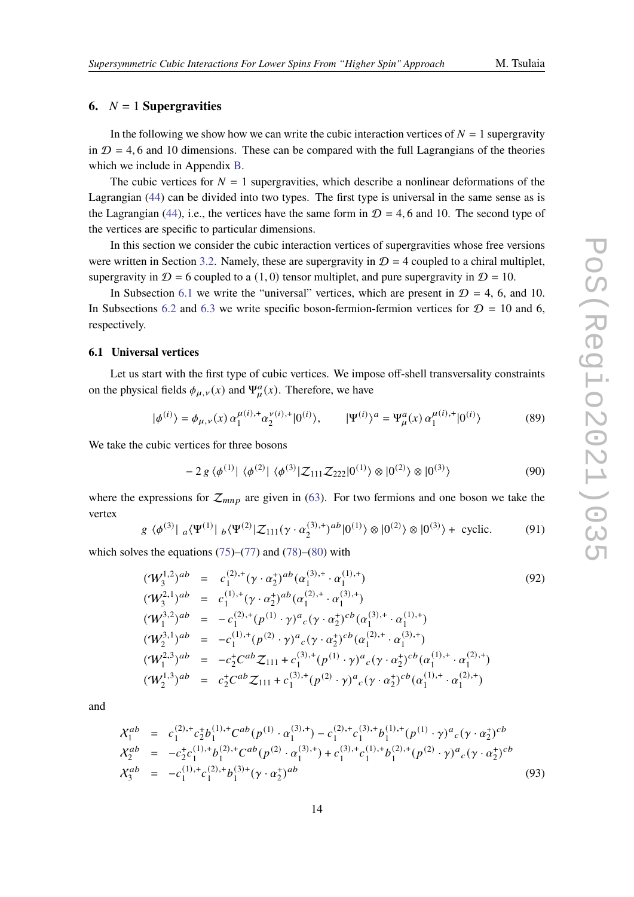## 6. $N = 1$ Supergravities

In the following we show how we can write the cubic interaction vertices of $N = 1$ supergravity in $\mathcal{D} = 4, 6$ and 10 dimensions. These can be compared with the full Lagrangians of the theories which we include in Appendix B.

The cubic vertices for $N = 1$ supergravities, which describe a nonlinear deformations of the Lagrangian (44) can be divided into two types. The first type is universal in the same sense as is the Lagrangian (44), i.e., the vertices have the same form in $\mathcal{D} = 4, 6$ and 10. The second type of the vertices are specific to particular dimensions.

In this section we consider the cubic interaction vertices of supergravities whose free versions were written in Section 3.2. Namely, these are supergravity in $\mathcal{D} = 4$ coupled to a chiral multiplet, supergravity in $\mathcal{D} = 6$ coupled to a $(1, 0)$ tensor multiplet, and pure supergravity in $\mathcal{D} = 10$.

In Subsection 6.1 we write the "universal" vertices, which are present in $\mathcal{D} = 4$, 6, and 10. In Subsections 6.2 and 6.3 we write specific boson-fermion-fermion vertices for $\mathcal{D} = 10$ and 6, respectively.

### 6.1 Universal vertices

Let us start with the first type of cubic vertices. We impose off-shell transversality constraints on the physical fields $\phi_{\mu,\nu}(x)$ and $\Psi^a_\mu(x)$. Therefore, we have

$$
|\phi^{(i)}\rangle = \phi_{\mu,\nu}(x)\, \alpha_1^{\mu(i),+} \alpha_2^{\nu(i),+}|0^{(i)}\rangle, \qquad |\Psi^{(i)}\rangle^a = \Psi^a_\mu(x)\, \alpha_1^{\mu(i),+}|0^{(i)}\rangle \tag{89}
$$

We take the cubic vertices for three bosons

$$
-\,2\,g\, \langle\phi^{(1)}|\; \langle\phi^{(2)}|\; \langle\phi^{(3)}|\mathcal{Z}_{111}\mathcal{Z}_{222}|0^{(1)}\rangle \otimes |0^{(2)}\rangle \otimes |0^{(3)}\rangle \tag{90}
$$

where the expressions for $\mathcal{Z}_{mnp}$ are given in (63). For two fermions and one boson we take the vertex

$$
g\; \langle\phi^{(3)}|\; {}_a\langle\Psi^{(1)}|\; {}_b\langle\Psi^{(2)}|\mathcal{Z}_{111}(\gamma\cdot\alpha_2^{(3),+})^{ab}|0^{(1)}\rangle \otimes |0^{(2)}\rangle \otimes |0^{(3)}\rangle + \text{ cyclic}. \tag{91}
$$

which solves the equations (75)–(77) and (78)–(80) with

$$
\begin{aligned}
(\mathcal{W}_3^{1,2})^{ab} &= c_1^{(2),+}(\gamma\cdot\alpha_2^{+})^{ab}(\alpha_1^{(3),+}\cdot\alpha_1^{(1),+}) \\
(\mathcal{W}_3^{2,1})^{ab} &= c_1^{(1),+}(\gamma\cdot\alpha_2^{+})^{ab}(\alpha_1^{(2),+}\cdot\alpha_1^{(3),+}) \\
(\mathcal{W}_1^{3,2})^{ab} &= -\,c_1^{(2),+}(p^{(1)}\cdot\gamma)^a{}_c(\gamma\cdot\alpha_2^{+})^{cb}(\alpha_1^{(3),+}\cdot\alpha_1^{(1),+}) \\
(\mathcal{W}_2^{3,1})^{ab} &= -c_1^{(1),+}(p^{(2)}\cdot\gamma)^a{}_c(\gamma\cdot\alpha_2^{+})^{cb}(\alpha_1^{(2),+}\cdot\alpha_1^{(3),+}) \\
(\mathcal{W}_1^{2,3})^{ab} &= -c_2^{+}C^{ab}\mathcal{Z}_{111} + c_1^{(3),+}(p^{(1)}\cdot\gamma)^a{}_c(\gamma\cdot\alpha_2^{+})^{cb}(\alpha_1^{(1),+}\cdot\alpha_1^{(2),+}) \\
(\mathcal{W}_2^{1,3})^{ab} &= c_2^{+}C^{ab}\mathcal{Z}_{111} + c_1^{(3),+}(p^{(2)}\cdot\gamma)^a{}_c(\gamma\cdot\alpha_2^{+})^{cb}(\alpha_1^{(1),+}\cdot\alpha_1^{(2),+})
\end{aligned} \tag{92}
$$

and

$$
\begin{aligned}
\mathcal{X}_1^{ab} &= c_1^{(2),+}c_2^{+}b_1^{(1),+}C^{ab}(p^{(1)}\cdot\alpha_1^{(3),+}) - c_1^{(2),+}c_1^{(3),+}b_1^{(1),+}(p^{(1)}\cdot\gamma)^a{}_c(\gamma\cdot\alpha_2^{+})^{cb} \\
\mathcal{X}_2^{ab} &= -c_2^{+}c_1^{(1),+}b_1^{(2),+}C^{ab}(p^{(2)}\cdot\alpha_1^{(3),+}) + c_1^{(3),+}c_1^{(1),+}b_1^{(2),+}(p^{(2)}\cdot\gamma)^a{}_c(\gamma\cdot\alpha_2^{+})^{cb} \\
\mathcal{X}_3^{ab} &= -c_1^{(1),+}c_1^{(2),+}b_1^{(3)+}(\gamma\cdot\alpha_2^{+})^{ab}
\end{aligned} \tag{93}
$$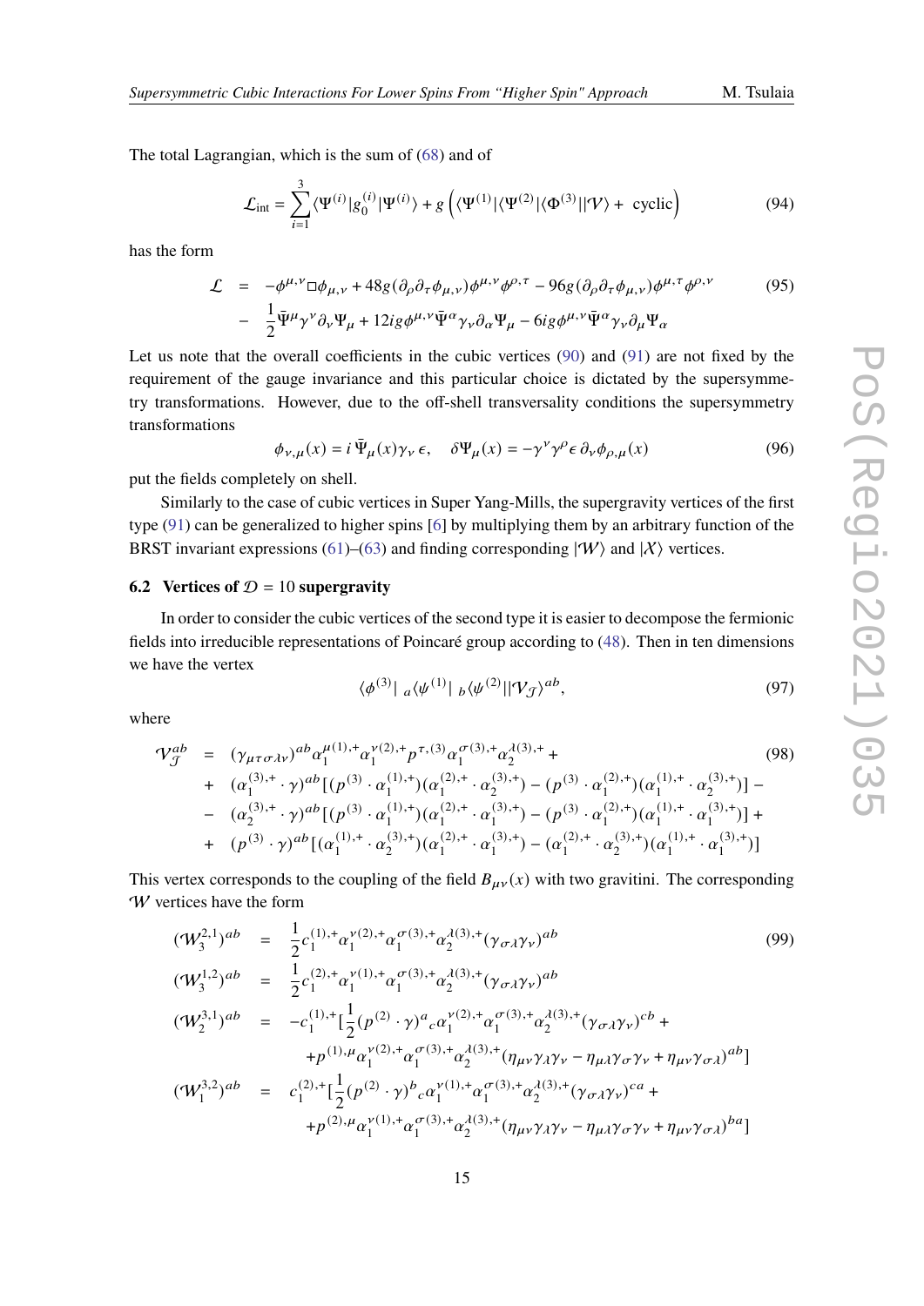The total Lagrangian, which is the sum of (68) and of

$$
\mathcal{L}_{\rm int} = \sum_{i=1}^{3} \langle \Psi^{(i)} | g_0^{(i)} | \Psi^{(i)} \rangle + g \left( \langle \Psi^{(1)} | \langle \Psi^{(2)} | \langle \Phi^{(3)} || \mathcal{V} \rangle + \text{ cyclic} \right) \tag{94}
$$

has the form

$$
\begin{aligned}
\mathcal{L} \;\; &= \;\; -\phi^{\mu,\nu} \Box \phi_{\mu,\nu} + 48 g (\partial_\rho \partial_\tau \phi_{\mu,\nu}) \phi^{\mu,\nu} \phi^{\rho,\tau} - 96 g (\partial_\rho \partial_\tau \phi_{\mu,\nu}) \phi^{\mu,\tau} \phi^{\rho,\nu} \\
&- \;\; \frac{1}{2} \bar{\Psi}^\mu \gamma^\nu \partial_\nu \Psi_\mu + 12 i g \phi^{\mu,\nu} \bar{\Psi}^\alpha \gamma_\nu \partial_\alpha \Psi_\mu - 6 i g \phi^{\mu,\nu} \bar{\Psi}^\alpha \gamma_\nu \partial_\mu \Psi_\alpha
\end{aligned} \tag{95}
$$

Let us note that the overall coefficients in the cubic vertices (90) and (91) are not fixed by the requirement of the gauge invariance and this particular choice is dictated by the supersymmetry transformations. However, due to the off-shell transversality conditions the supersymmetry transformations

$$
\phi_{\nu,\mu}(x) = i \, \bar{\Psi}_\mu(x) \gamma_\nu \, \epsilon, \quad \delta \Psi_\mu(x) = -\gamma^\nu \gamma^\rho \epsilon \, \partial_\nu \phi_{\rho,\mu}(x) \tag{96}
$$

put the fields completely on shell.

Similarly to the case of cubic vertices in Super Yang-Mills, the supergravity vertices of the first type (91) can be generalized to higher spins [6] by multiplying them by an arbitrary function of the BRST invariant expressions (61)–(63) and finding corresponding $|\mathcal{W}\rangle$ and $|\mathcal{X}\rangle$ vertices.

### 6.2 Vertices of $\mathcal{D} = 10$ supergravity

In order to consider the cubic vertices of the second type it is easier to decompose the fermionic fields into irreducible representations of Poincaré group according to (48). Then in ten dimensions we have the vertex

$$
\langle \phi^{(3)} | \; {}_a\langle \psi^{(1)} | \; {}_b\langle \psi^{(2)} || \mathcal{V}_{\mathcal{J}} \rangle^{ab}, \tag{97}
$$

where

$$
\begin{aligned}
\mathcal{V}_{\mathcal{J}}^{ab} \;\; &= \;\; (\gamma_{\mu\tau\sigma\lambda\nu})^{ab} \alpha_1^{\mu(1),+} \alpha_1^{\nu(2),+} p^{\tau,(3)} \alpha_1^{\sigma(3),+} \alpha_2^{\lambda(3),+} + \\
&+ \;\; (\alpha_1^{(3),+} \cdot \gamma)^{ab} [(p^{(3)} \cdot \alpha_1^{(1),+})(\alpha_1^{(2),+} \cdot \alpha_2^{(3),+}) - (p^{(3)} \cdot \alpha_1^{(2),+})(\alpha_1^{(1),+} \cdot \alpha_2^{(3),+})] - \\
&- \;\; (\alpha_2^{(3),+} \cdot \gamma)^{ab} [(p^{(3)} \cdot \alpha_1^{(1),+})(\alpha_1^{(2),+} \cdot \alpha_1^{(3),+}) - (p^{(3)} \cdot \alpha_1^{(2),+})(\alpha_1^{(1),+} \cdot \alpha_1^{(3),+})] + \\
&+ \;\; (p^{(3)} \cdot \gamma)^{ab} [(\alpha_1^{(1),+} \cdot \alpha_2^{(3),+})(\alpha_1^{(2),+} \cdot \alpha_1^{(3),+}) - (\alpha_1^{(2),+} \cdot \alpha_2^{(3),+})(\alpha_1^{(1),+} \cdot \alpha_1^{(3),+})]
\end{aligned} \tag{98}
$$

This vertex corresponds to the coupling of the field $B_{\mu\nu}(x)$ with two gravitini. The corresponding $\mathcal{W}$ vertices have the form

$$
\begin{aligned}
(\mathcal{W}_3^{2,1})^{ab} \;\; &= \;\; \frac{1}{2} c_1^{(1),+} \alpha_1^{\nu(2),+} \alpha_1^{\sigma(3),+} \alpha_2^{\lambda(3),+} (\gamma_{\sigma\lambda\nu})^{ab} \\
(\mathcal{W}_3^{1,2})^{ab} \;\; &= \;\; \frac{1}{2} c_1^{(2),+} \alpha_1^{\nu(1),+} \alpha_1^{\sigma(3),+} \alpha_2^{\lambda(3),+} (\gamma_{\sigma\lambda\nu})^{ab} \\
(\mathcal{W}_2^{3,1})^{ab} \;\; &= \;\; -c_1^{(1),+} [\frac{1}{2} (p^{(2)} \cdot \gamma)^a{}_c \alpha_1^{\nu(2),+} \alpha_1^{\sigma(3),+} \alpha_2^{\lambda(3),+} (\gamma_{\sigma\lambda\nu})^{cb} + \\
&\quad\quad + p^{(1),\mu} \alpha_1^{\nu(2),+} \alpha_1^{\sigma(3),+} \alpha_2^{\lambda(3),+} (\eta_{\mu\nu} \gamma_\lambda \gamma_\nu - \eta_{\mu\lambda} \gamma_\sigma \gamma_\nu + \eta_{\mu\nu} \gamma_{\sigma\lambda})^{ab}] \\
(\mathcal{W}_1^{3,2})^{ab} \;\; &= \;\; c_1^{(2),+} [\frac{1}{2} (p^{(2)} \cdot \gamma)^b{}_c \alpha_1^{\nu(1),+} \alpha_1^{\sigma(3),+} \alpha_2^{\lambda(3),+} (\gamma_{\sigma\lambda\nu})^{ca} + \\
&\quad\quad + p^{(2),\mu} \alpha_1^{\nu(1),+} \alpha_1^{\sigma(3),+} \alpha_2^{\lambda(3),+} (\eta_{\mu\nu} \gamma_\lambda \gamma_\nu - \eta_{\mu\lambda} \gamma_\sigma \gamma_\nu + \eta_{\mu\nu} \gamma_{\sigma\lambda})^{ba}]
\end{aligned} \tag{99}
$$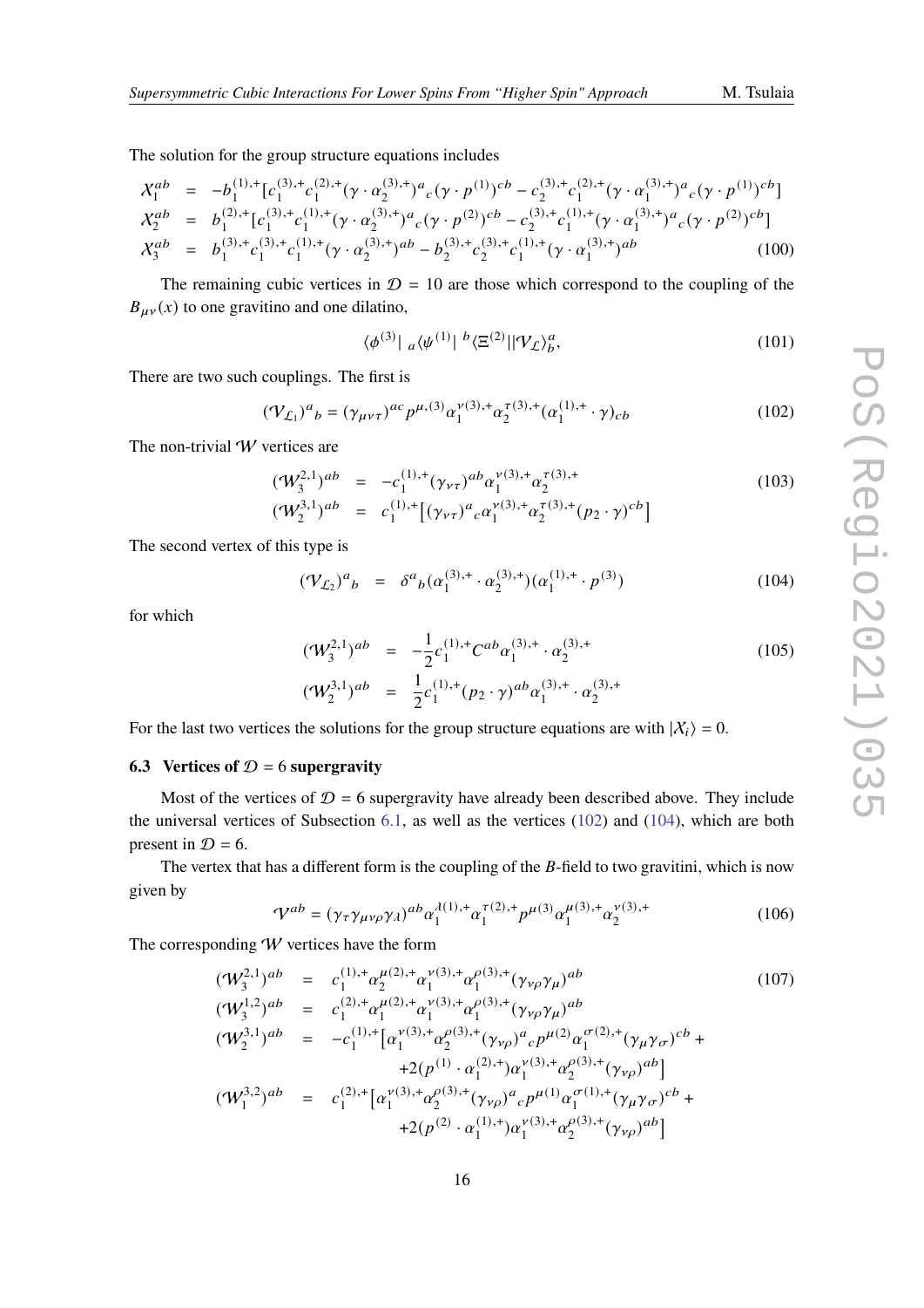The solution for the group structure equations includes

$$
\begin{aligned}
\mathcal{X}_1^{ab} &= -b_1^{(1),+}[c_1^{(3),+}c_1^{(2),+}(\gamma \cdot \alpha_2^{(3),+})^a{}_c(\gamma \cdot p^{(1)})^{cb} - c_2^{(3),+}c_1^{(2),+}(\gamma \cdot \alpha_1^{(3),+})^a{}_c(\gamma \cdot p^{(1)})^{cb}] \\
\mathcal{X}_2^{ab} &= b_1^{(2),+}[c_1^{(3),+}c_1^{(1),+}(\gamma \cdot \alpha_2^{(3),+})^a{}_c(\gamma \cdot p^{(2)})^{cb} - c_2^{(3),+}c_1^{(1),+}(\gamma \cdot \alpha_1^{(3),+})^a{}_c(\gamma \cdot p^{(2)})^{cb}] \\
\mathcal{X}_3^{ab} &= b_1^{(3),+}c_1^{(3),+}c_1^{(1),+}(\gamma \cdot \alpha_2^{(3),+})^{ab} - b_2^{(3),+}c_2^{(3),+}c_1^{(1),+}(\gamma \cdot \alpha_1^{(3),+})^{ab}
\end{aligned}
\tag{100}
$$

The remaining cubic vertices in $\mathcal{D} = 10$ are those which correspond to the coupling of the $B_{\mu\nu}(x)$ to one gravitino and one dilatino,

$$
\langle \phi^{(3)}|\ _a\langle \psi^{(1)}|\ ^b\langle \Xi^{(2)}||\mathcal{V}_{\mathcal{L}}\rangle_b^a, \tag{101}
$$

There are two such couplings. The first is

$$
(\mathcal{V}_{\mathcal{L}1})^a{}_b = (\gamma_{\mu\nu\tau})^{ac}p^{\mu,(3)}\alpha_1^{\nu(3),+}\alpha_2^{\tau(3),+}(\alpha_1^{(1),+} \cdot \gamma)_{cb} \tag{102}
$$

The non-trivial $\mathcal{W}$ vertices are

$$
\begin{aligned}
(\mathcal{W}_3^{2,1})^{ab} &= -c_1^{(1),+}(\gamma_{\nu\tau})^{ab}\alpha_1^{\nu(3),+}\alpha_2^{\tau(3),+} \\
(\mathcal{W}_2^{3,1})^{ab} &= c_1^{(1),+}\big[(\gamma_{\nu\tau})^a{}_c\alpha_1^{\nu(3),+}\alpha_2^{\tau(3),+}(p_2 \cdot \gamma)^{cb}\big]
\end{aligned}
\tag{103}
$$

The second vertex of this type is

$$
(\mathcal{V}_{\mathcal{L}2})^a{}_b = \delta^a{}_b(\alpha_1^{(3),+} \cdot \alpha_2^{(3),+})(\alpha_1^{(1),+} \cdot p^{(3)}) \tag{104}
$$

for which

$$
\begin{aligned}
(\mathcal{W}_3^{2,1})^{ab} &= -\frac{1}{2}c_1^{(1),+}C^{ab}\alpha_1^{(3),+} \cdot \alpha_2^{(3),+} \\
(\mathcal{W}_2^{3,1})^{ab} &= \frac{1}{2}c_1^{(1),+}(p_2 \cdot \gamma)^{ab}\alpha_1^{(3),+} \cdot \alpha_2^{(3),+}
\end{aligned}
\tag{105}
$$

For the last two vertices the solutions for the group structure equations are with $|\mathcal{X}_i\rangle = 0$.

### 6.3 Vertices of $\mathcal{D} = 6$ supergravity

Most of the vertices of $\mathcal{D} = 6$ supergravity have already been described above. They include the universal vertices of Subsection 6.1, as well as the vertices (102) and (104), which are both present in $\mathcal{D} = 6$.

The vertex that has a different form is the coupling of the $B$-field to two gravitini, which is now given by

$$
\mathcal{V}^{ab} = (\gamma_\tau\gamma_{\mu\nu\rho}\gamma_\lambda)^{ab}\alpha_1^{\lambda(1),+}\alpha_1^{\tau(2),+}p^{\mu(3)}\alpha_1^{\mu(3),+}\alpha_2^{\nu(3),+} \tag{106}
$$

The corresponding $\mathcal{W}$ vertices have the form

$$
\begin{aligned}
(\mathcal{W}_3^{2,1})^{ab} &= c_1^{(1),+}\alpha_2^{\mu(2),+}\alpha_1^{\nu(3),+}\alpha_1^{\rho(3),+}(\gamma_{\nu\rho}\gamma_\mu)^{ab} \\
(\mathcal{W}_3^{1,2})^{ab} &= c_1^{(2),+}\alpha_1^{\mu(2),+}\alpha_1^{\nu(3),+}\alpha_1^{\rho(3),+}(\gamma_{\nu\rho}\gamma_\mu)^{ab} \\
(\mathcal{W}_2^{3,1})^{ab} &= -c_1^{(1),+}\big[\alpha_1^{\nu(3),+}\alpha_2^{\rho(3),+}(\gamma_{\nu\rho})^a{}_c p^{\mu(2)}\alpha_1^{\sigma(2),+}(\gamma_\mu\gamma_\sigma)^{cb} + \\
&\qquad +2(p^{(1)} \cdot \alpha_1^{(2),+})\alpha_1^{\nu(3),+}\alpha_2^{\rho(3),+}(\gamma_{\nu\rho})^{ab}\big] \\
(\mathcal{W}_1^{3,2})^{ab} &= c_1^{(2),+}\big[\alpha_1^{\nu(3),+}\alpha_2^{\rho(3),+}(\gamma_{\nu\rho})^a{}_c p^{\mu(1)}\alpha_1^{\sigma(1),+}(\gamma_\mu\gamma_\sigma)^{cb} + \\
&\qquad +2(p^{(2)} \cdot \alpha_1^{(1),+})\alpha_1^{\nu(3),+}\alpha_2^{\rho(3),+}(\gamma_{\nu\rho})^{ab}\big]
\end{aligned}
\tag{107}
$$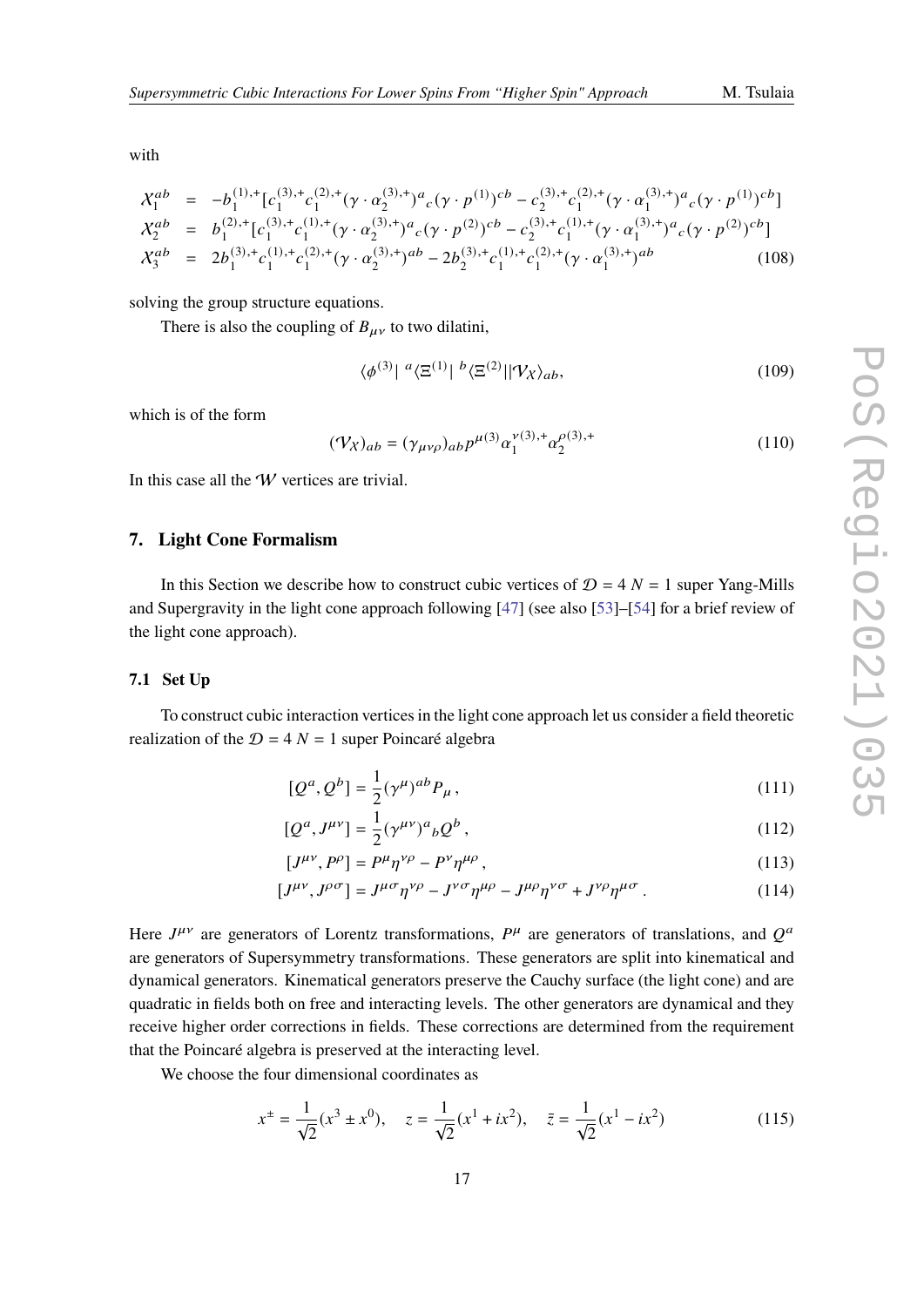with

$$
\begin{aligned}
\mathcal{X}_1^{ab} &= -b_1^{(1),+}[c_1^{(3),+}c_1^{(2),+}(\gamma\cdot\alpha_2^{(3),+})^a{}_c(\gamma\cdot p^{(1)})^{cb} - c_2^{(3),+}c_1^{(2),+}(\gamma\cdot\alpha_1^{(3),+})^a{}_c(\gamma\cdot p^{(1)})^{cb}] \\
\mathcal{X}_2^{ab} &= b_1^{(2),+}[c_1^{(3),+}c_1^{(1),+}(\gamma\cdot\alpha_2^{(3),+})^a{}_c(\gamma\cdot p^{(2)})^{cb} - c_2^{(3),+}c_1^{(1),+}(\gamma\cdot\alpha_1^{(3),+})^a{}_c(\gamma\cdot p^{(2)})^{cb}] \\
\mathcal{X}_3^{ab} &= 2b_1^{(3),+}c_1^{(1),+}c_1^{(2),+}(\gamma\cdot\alpha_2^{(3),+})^{ab} - 2b_2^{(3),+}c_1^{(1),+}c_1^{(2),+}(\gamma\cdot\alpha_1^{(3),+})^{ab}
\end{aligned}
\tag{108}
$$

solving the group structure equations.

There is also the coupling of $B_{\mu\nu}$ to two dilatini,

$$
\langle\phi^{(3)}|\ {}^a\langle\Xi^{(1)}|\ {}^b\langle\Xi^{(2)}||\mathcal{V}_\mathcal{X}\rangle_{ab}, \tag{109}
$$

which is of the form

$$
(\mathcal{V}_\mathcal{X})_{ab} = (\gamma_{\mu\nu\rho})_{ab}p^{\mu(3)}\alpha_1^{\nu(3),+}\alpha_2^{\rho(3),+} \tag{110}
$$

In this case all the $\mathcal{W}$ vertices are trivial.

## 7. Light Cone Formalism

In this Section we describe how to construct cubic vertices of $\mathcal{D}=4$ $N=1$ super Yang-Mills and Supergravity in the light cone approach following [47] (see also [53]–[54] for a brief review of the light cone approach).

### 7.1 Set Up

To construct cubic interaction vertices in the light cone approach let us consider a field theoretic realization of the $\mathcal{D}=4$ $N=1$ super Poincaré algebra

$$
[Q^a, Q^b] = \frac{1}{2}(\gamma^\mu)^{ab}P_\mu\,, \tag{111}
$$

$$
[Q^a, J^{\mu\nu}] = \frac{1}{2}(\gamma^{\mu\nu})^a{}_bQ^b\,, \tag{112}
$$

$$
[J^{\mu\nu}, P^\rho] = P^\mu\eta^{\nu\rho} - P^\nu\eta^{\mu\rho}\,, \tag{113}
$$

$$
[J^{\mu\nu}, J^{\rho\sigma}] = J^{\mu\sigma}\eta^{\nu\rho} - J^{\nu\sigma}\eta^{\mu\rho} - J^{\mu\rho}\eta^{\nu\sigma} + J^{\nu\rho}\eta^{\mu\sigma}\,. \tag{114}
$$

Here $J^{\mu\nu}$ are generators of Lorentz transformations, $P^\mu$ are generators of translations, and $Q^a$ are generators of Supersymmetry transformations. These generators are split into kinematical and dynamical generators. Kinematical generators preserve the Cauchy surface (the light cone) and are quadratic in fields both on free and interacting levels. The other generators are dynamical and they receive higher order corrections in fields. These corrections are determined from the requirement that the Poincaré algebra is preserved at the interacting level.

We choose the four dimensional coordinates as

$$
x^\pm = \frac{1}{\sqrt{2}}(x^3 \pm x^0), \quad z = \frac{1}{\sqrt{2}}(x^1 + ix^2), \quad \bar{z} = \frac{1}{\sqrt{2}}(x^1 - ix^2) \tag{115}
$$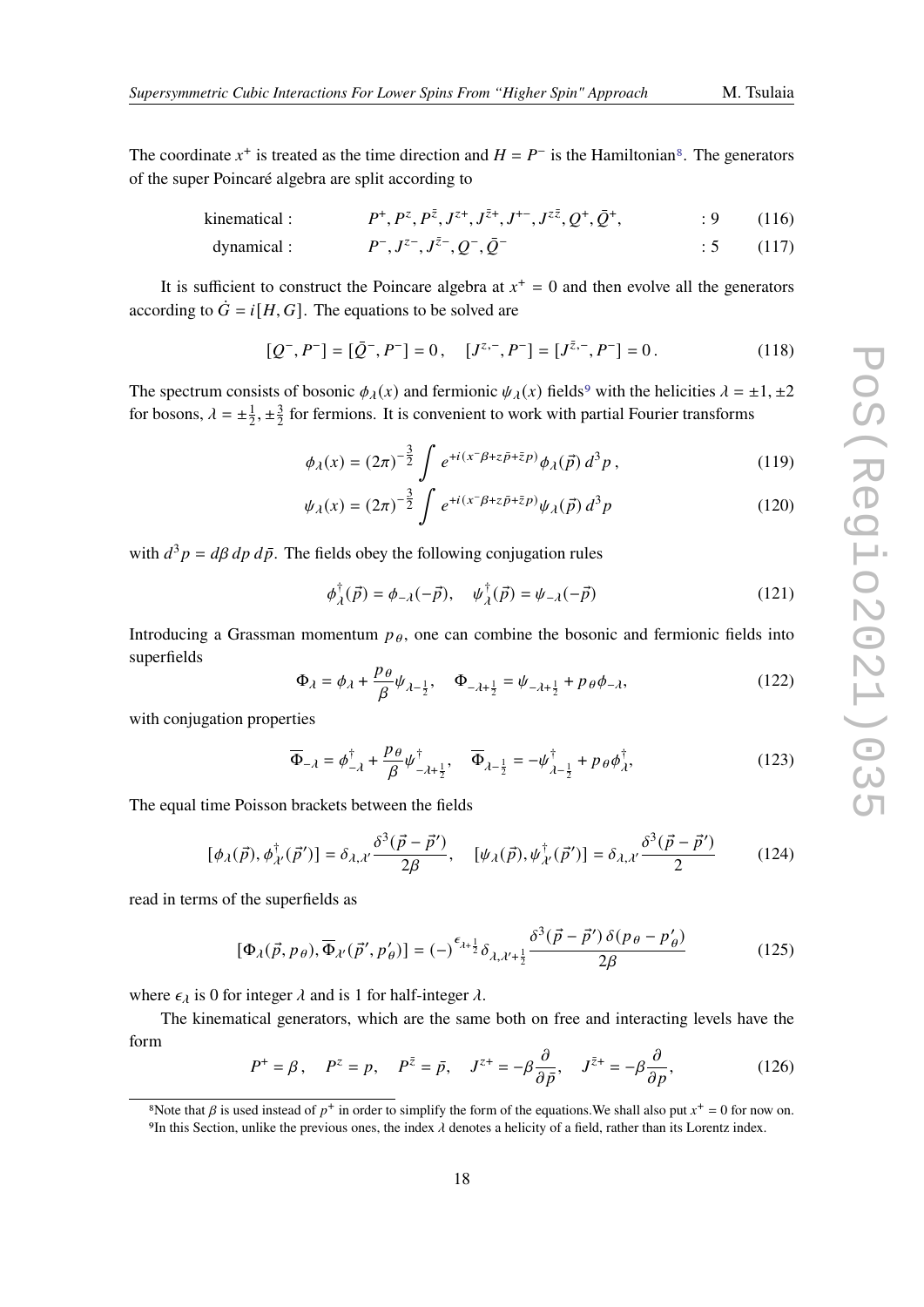The coordinate $x^+$ is treated as the time direction and $H = P^-$ is the Hamiltonian[8]. The generators of the super Poincaré algebra are split according to

$$\text{kinematical}: \qquad P^+, P^z, P^{\bar{z}}, J^{z+}, J^{\bar{z}+}, J^{+-}, J^{z\bar{z}}, Q^+, \bar{Q}^+, \qquad : 9 \tag{116}$$

$$\text{dynamical}: \qquad P^-, J^{z-}, J^{\bar{z}-}, Q^-, \bar{Q}^- \qquad : 5 \tag{117}$$

It is sufficient to construct the Poincare algebra at $x^+ = 0$ and then evolve all the generators according to $\dot{G} = i[H, G]$. The equations to be solved are

$$[Q^-, P^-] = [\bar{Q}^-, P^-] = 0\,, \quad [J^{z,-}, P^-] = [J^{\bar{z},-}, P^-] = 0\,. \tag{118}$$

The spectrum consists of bosonic $\phi_\lambda(x)$ and fermionic $\psi_\lambda(x)$ fields[9] with the helicities $\lambda = \pm 1, \pm 2$ for bosons, $\lambda = \pm\frac{1}{2}, \pm\frac{3}{2}$ for fermions. It is convenient to work with partial Fourier transforms

$$\phi_\lambda(x) = (2\pi)^{-\frac{3}{2}} \int e^{+i(x^-\beta + z\bar{p} + \bar{z}p)} \phi_\lambda(\vec{p})\, d^3p\,, \tag{119}$$

$$\psi_\lambda(x) = (2\pi)^{-\frac{3}{2}} \int e^{+i(x^-\beta + z\bar{p} + \bar{z}p)} \psi_\lambda(\vec{p})\, d^3p \tag{120}$$

with $d^3p = d\beta\, dp\, d\bar{p}$. The fields obey the following conjugation rules

$$\phi^\dagger_\lambda(\vec{p}) = \phi_{-\lambda}(-\vec{p}), \quad \psi^\dagger_\lambda(\vec{p}) = \psi_{-\lambda}(-\vec{p}) \tag{121}$$

Introducing a Grassman momentum $p_\theta$, one can combine the bosonic and fermionic fields into superfields

$$\Phi_\lambda = \phi_\lambda + \frac{p_\theta}{\beta}\psi_{\lambda-\frac{1}{2}}, \quad \Phi_{-\lambda+\frac{1}{2}} = \psi_{-\lambda+\frac{1}{2}} + p_\theta \phi_{-\lambda}, \tag{122}$$

with conjugation properties

$$\overline{\Phi}_{-\lambda} = \phi^\dagger_{-\lambda} + \frac{p_\theta}{\beta}\psi^\dagger_{-\lambda+\frac{1}{2}}, \quad \overline{\Phi}_{\lambda-\frac{1}{2}} = -\psi^\dagger_{\lambda-\frac{1}{2}} + p_\theta \phi^\dagger_\lambda, \tag{123}$$

The equal time Poisson brackets between the fields

$$[\phi_\lambda(\vec{p}), \phi^\dagger_{\lambda'}(\vec{p}\,')] = \delta_{\lambda,\lambda'} \frac{\delta^3(\vec{p} - \vec{p}\,')}{2\beta}, \quad [\psi_\lambda(\vec{p}), \psi^\dagger_{\lambda'}(\vec{p}\,')] = \delta_{\lambda,\lambda'} \frac{\delta^3(\vec{p} - \vec{p}\,')}{2} \tag{124}$$

read in terms of the superfields as

$$[\Phi_\lambda(\vec{p}, p_\theta), \overline{\Phi}_{\lambda'}(\vec{p}\,', p'_\theta)] = (-)^{\epsilon_{\lambda+\frac{1}{2}}} \delta_{\lambda,\lambda'+\frac{1}{2}} \frac{\delta^3(\vec{p} - \vec{p}\,')\,\delta(p_\theta - p'_\theta)}{2\beta} \tag{125}$$

where $\epsilon_\lambda$ is 0 for integer $\lambda$ and is 1 for half-integer $\lambda$.

The kinematical generators, which are the same both on free and interacting levels have the form

$$P^+ = \beta\,, \quad P^z = p, \quad P^{\bar{z}} = \bar{p}, \quad J^{z+} = -\beta\frac{\partial}{\partial\bar{p}}, \quad J^{\bar{z}+} = -\beta\frac{\partial}{\partial p}, \tag{126}$$

---

[8] Note that $\beta$ is used instead of $p^+$ in order to simplify the form of the equations.We shall also put $x^+ = 0$ for now on.

[9] In this Section, unlike the previous ones, the index $\lambda$ denotes a helicity of a field, rather than its Lorentz index.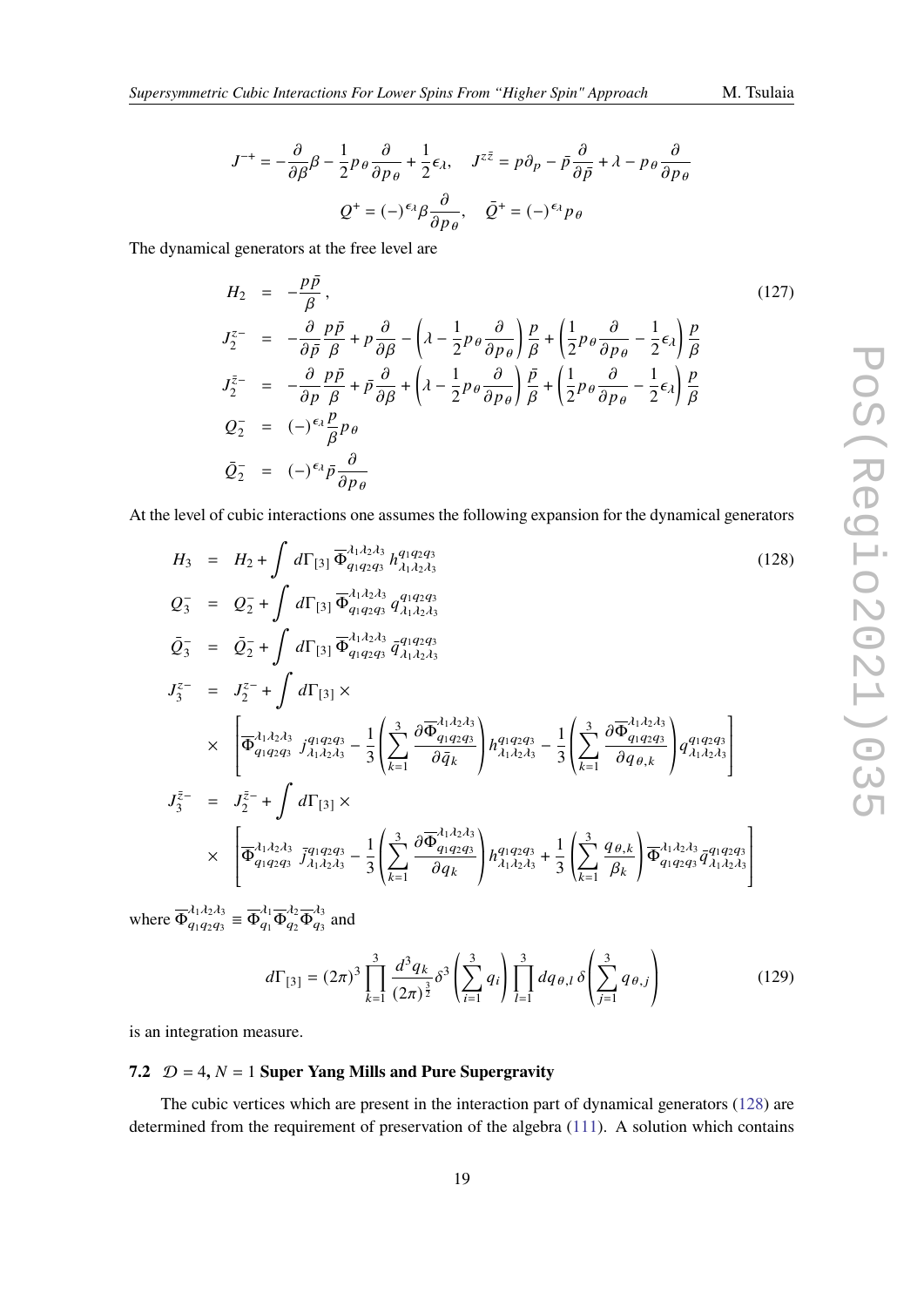$$J^{-+} = -\frac{\partial}{\partial \beta}\beta - \frac{1}{2}p_\theta \frac{\partial}{\partial p_\theta} + \frac{1}{2}\epsilon_\lambda, \quad J^{z\bar{z}} = p\partial_p - \bar{p}\frac{\partial}{\partial \bar{p}} + \lambda - p_\theta \frac{\partial}{\partial p_\theta}$$

$$Q^+ = (-)^{\epsilon_\lambda}\beta \frac{\partial}{\partial p_\theta}, \quad \bar{Q}^+ = (-)^{\epsilon_\lambda} p_\theta$$

The dynamical generators at the free level are

$$\begin{aligned}
H_2 &= -\frac{p\bar{p}}{\beta}, \qquad (127)\\
J_2^{z-} &= -\frac{\partial}{\partial \bar{p}}\frac{p\bar{p}}{\beta} + p\frac{\partial}{\partial \beta} - \left(\lambda - \frac{1}{2}p_\theta \frac{\partial}{\partial p_\theta}\right)\frac{p}{\beta} + \left(\frac{1}{2}p_\theta \frac{\partial}{\partial p_\theta} - \frac{1}{2}\epsilon_\lambda\right)\frac{p}{\beta}\\
J_2^{\bar{z}-} &= -\frac{\partial}{\partial p}\frac{p\bar{p}}{\beta} + \bar{p}\frac{\partial}{\partial \beta} + \left(\lambda - \frac{1}{2}p_\theta \frac{\partial}{\partial p_\theta}\right)\frac{\bar{p}}{\beta} + \left(\frac{1}{2}p_\theta \frac{\partial}{\partial p_\theta} - \frac{1}{2}\epsilon_\lambda\right)\frac{p}{\beta}\\
Q_2^- &= (-)^{\epsilon_\lambda}\frac{p}{\beta}p_\theta\\
\bar{Q}_2^- &= (-)^{\epsilon_\lambda}\bar{p}\frac{\partial}{\partial p_\theta}
\end{aligned}$$

At the level of cubic interactions one assumes the following expansion for the dynamical generators

$$\begin{aligned}
H_3 &= H_2 + \int d\Gamma_{[3]}\, \overline{\Phi}^{\lambda_1\lambda_2\lambda_3}_{q_1q_2q_3}\, h^{q_1q_2q_3}_{\lambda_1\lambda_2\lambda_3} \qquad (128)\\
Q_3^- &= Q_2^- + \int d\Gamma_{[3]}\, \overline{\Phi}^{\lambda_1\lambda_2\lambda_3}_{q_1q_2q_3}\, q^{q_1q_2q_3}_{\lambda_1\lambda_2\lambda_3}\\
\bar{Q}_3^- &= \bar{Q}_2^- + \int d\Gamma_{[3]}\, \overline{\Phi}^{\lambda_1\lambda_2\lambda_3}_{q_1q_2q_3}\, \bar{q}^{q_1q_2q_3}_{\lambda_1\lambda_2\lambda_3}\\
J_3^{z-} &= J_2^{z-} + \int d\Gamma_{[3]} \times\\
&\times \left[\overline{\Phi}^{\lambda_1\lambda_2\lambda_3}_{q_1q_2q_3}\, j^{q_1q_2q_3}_{\lambda_1\lambda_2\lambda_3} - \frac{1}{3}\left(\sum_{k=1}^{3}\frac{\partial \overline{\Phi}^{\lambda_1\lambda_2\lambda_3}_{q_1q_2q_3}}{\partial \bar{q}_k}\right) h^{q_1q_2q_3}_{\lambda_1\lambda_2\lambda_3} - \frac{1}{3}\left(\sum_{k=1}^{3}\frac{\partial \overline{\Phi}^{\lambda_1\lambda_2\lambda_3}_{q_1q_2q_3}}{\partial q_{\theta,k}}\right) q^{q_1q_2q_3}_{\lambda_1\lambda_2\lambda_3}\right]\\
J_3^{\bar{z}-} &= J_2^{\bar{z}-} + \int d\Gamma_{[3]} \times\\
&\times \left[\overline{\Phi}^{\lambda_1\lambda_2\lambda_3}_{q_1q_2q_3}\, \bar{j}^{q_1q_2q_3}_{\lambda_1\lambda_2\lambda_3} - \frac{1}{3}\left(\sum_{k=1}^{3}\frac{\partial \overline{\Phi}^{\lambda_1\lambda_2\lambda_3}_{q_1q_2q_3}}{\partial q_k}\right) h^{q_1q_2q_3}_{\lambda_1\lambda_2\lambda_3} + \frac{1}{3}\left(\sum_{k=1}^{3}\frac{q_{\theta,k}}{\beta_k}\right)\overline{\Phi}^{\lambda_1\lambda_2\lambda_3}_{q_1q_2q_3}\, \bar{q}^{q_1q_2q_3}_{\lambda_1\lambda_2\lambda_3}\right]
\end{aligned}$$

where $\overline{\Phi}^{\lambda_1\lambda_2\lambda_3}_{q_1q_2q_3} \equiv \overline{\Phi}^{\lambda_1}_{q_1}\overline{\Phi}^{\lambda_2}_{q_2}\overline{\Phi}^{\lambda_3}_{q_3}$ and

$$d\Gamma_{[3]} = (2\pi)^3 \prod_{k=1}^{3}\frac{d^3q_k}{(2\pi)^{\frac{3}{2}}}\delta^3\left(\sum_{i=1}^{3}q_i\right)\prod_{l=1}^{3}dq_{\theta,l}\,\delta\left(\sum_{j=1}^{3}q_{\theta,j}\right) \qquad (129)$$

is an integration measure.

### 7.2 $\mathcal{D} = 4$, $N = 1$ Super Yang Mills and Pure Supergravity

The cubic vertices which are present in the interaction part of dynamical generators (128) are determined from the requirement of preservation of the algebra (111). A solution which contains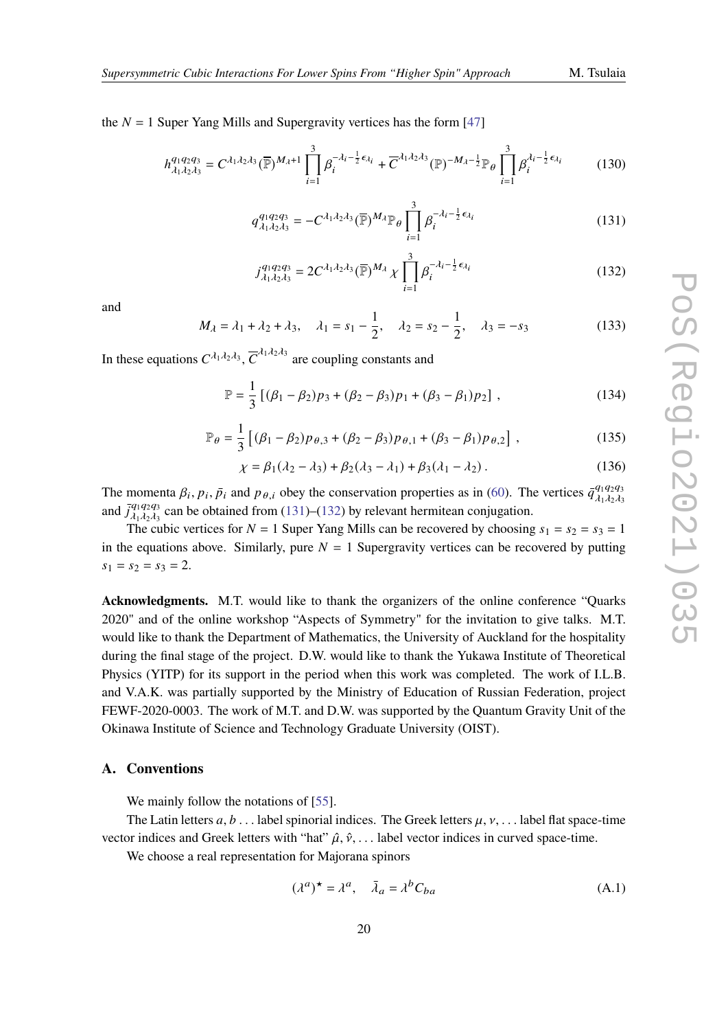the $N = 1$ Super Yang Mills and Supergravity vertices has the form [47]

$$h^{q_1 q_2 q_3}_{\lambda_1 \lambda_2 \lambda_3} = C^{\lambda_1 \lambda_2 \lambda_3} (\overline{\mathbb{P}})^{M_\lambda + 1} \prod_{i=1}^{3} \beta_i^{-\lambda_i - \frac{1}{2}\epsilon_{\lambda_i}} + \overline{C}^{\lambda_1 \lambda_2 \lambda_3} (\mathbb{P})^{-M_\lambda - \frac{1}{2}} \mathbb{P}_\theta \prod_{i=1}^{3} \beta_i^{\lambda_i - \frac{1}{2}\epsilon_{\lambda_i}} \tag{130}$$

$$q^{q_1 q_2 q_3}_{\lambda_1 \lambda_2 \lambda_3} = -C^{\lambda_1 \lambda_2 \lambda_3} (\overline{\mathbb{P}})^{M_\lambda} \mathbb{P}_\theta \prod_{i=1}^{3} \beta_i^{-\lambda_i - \frac{1}{2}\epsilon_{\lambda_i}} \tag{131}$$

$$j^{q_1 q_2 q_3}_{\lambda_1 \lambda_2 \lambda_3} = 2C^{\lambda_1 \lambda_2 \lambda_3} (\overline{\mathbb{P}})^{M_\lambda} \chi \prod_{i=1}^{3} \beta_i^{-\lambda_i - \frac{1}{2}\epsilon_{\lambda_i}} \tag{132}$$

and

$$M_\lambda = \lambda_1 + \lambda_2 + \lambda_3, \quad \lambda_1 = s_1 - \frac{1}{2}, \quad \lambda_2 = s_2 - \frac{1}{2}, \quad \lambda_3 = -s_3 \tag{133}$$

In these equations $C^{\lambda_1 \lambda_2 \lambda_3}$, $\overline{C}^{\lambda_1 \lambda_2 \lambda_3}$ are coupling constants and

$$\mathbb{P} = \frac{1}{3} \left[ (\beta_1 - \beta_2) p_3 + (\beta_2 - \beta_3) p_1 + (\beta_3 - \beta_1) p_2 \right] , \tag{134}$$

$$\mathbb{P}_\theta = \frac{1}{3} \left[ (\beta_1 - \beta_2) p_{\theta,3} + (\beta_2 - \beta_3) p_{\theta,1} + (\beta_3 - \beta_1) p_{\theta,2} \right] , \tag{135}$$

$$\chi = \beta_1 (\lambda_2 - \lambda_3) + \beta_2 (\lambda_3 - \lambda_1) + \beta_3 (\lambda_1 - \lambda_2) . \tag{136}$$

The momenta $\beta_i, p_i, \bar{p}_i$ and $p_{\theta,i}$ obey the conservation properties as in (60). The vertices $\bar{q}^{q_1 q_2 q_3}_{\lambda_1 \lambda_2 \lambda_3}$ and $\bar{j}^{q_1 q_2 q_3}_{\lambda_1 \lambda_2 \lambda_3}$ can be obtained from (131)–(132) by relevant hermitean conjugation.

The cubic vertices for $N = 1$ Super Yang Mills can be recovered by choosing $s_1 = s_2 = s_3 = 1$ in the equations above. Similarly, pure $N = 1$ Supergravity vertices can be recovered by putting $s_1 = s_2 = s_3 = 2$.

**Acknowledgments.** M.T. would like to thank the organizers of the online conference "Quarks 2020" and of the online workshop "Aspects of Symmetry" for the invitation to give talks. M.T. would like to thank the Department of Mathematics, the University of Auckland for the hospitality during the final stage of the project. D.W. would like to thank the Yukawa Institute of Theoretical Physics (YITP) for its support in the period when this work was completed. The work of I.L.B. and V.A.K. was partially supported by the Ministry of Education of Russian Federation, project FEWF-2020-0003. The work of M.T. and D.W. was supported by the Quantum Gravity Unit of the Okinawa Institute of Science and Technology Graduate University (OIST).

## A. Conventions

We mainly follow the notations of [55].

The Latin letters $a, b \ldots$ label spinorial indices. The Greek letters $\mu, \nu, \ldots$ label flat space-time vector indices and Greek letters with "hat" $\hat{\mu}, \hat{\nu}, \ldots$ label vector indices in curved space-time.

We choose a real representation for Majorana spinors

$$(\lambda^a)^\star = \lambda^a, \quad \bar{\lambda}_a = \lambda^b C_{ba} \tag{A.1}$$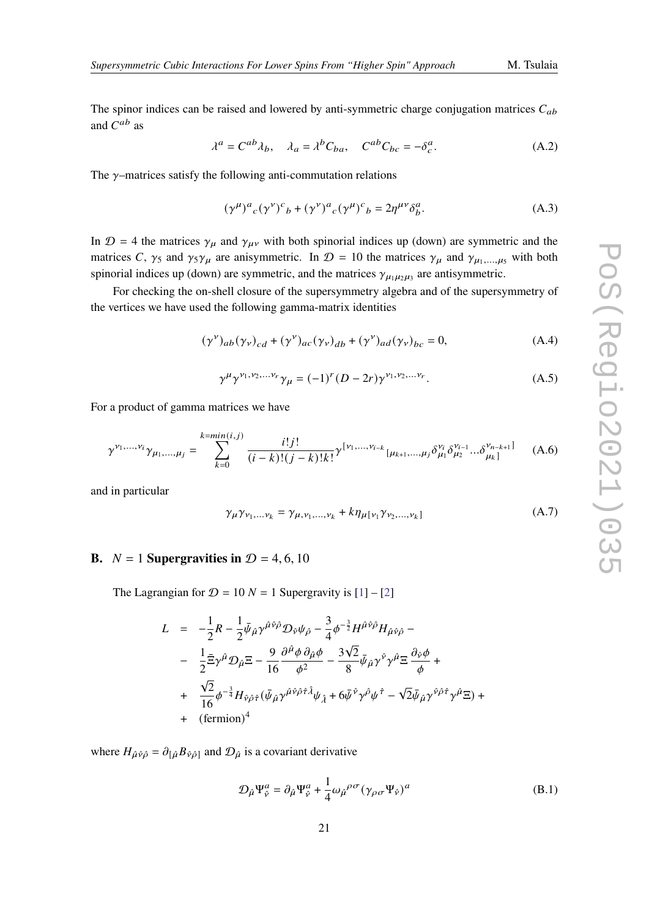The spinor indices can be raised and lowered by anti-symmetric charge conjugation matrices $C_{ab}$ and $C^{ab}$ as

$$\lambda^a = C^{ab}\lambda_b, \quad \lambda_a = \lambda^b C_{ba}, \quad C^{ab}C_{bc} = -\delta^a_c. \tag{A.2}$$

The $\gamma$–matrices satisfy the following anti-commutation relations

$$(\gamma^\mu)^a{}_c(\gamma^\nu)^c{}_b + (\gamma^\nu)^a{}_c(\gamma^\mu)^c{}_b = 2\eta^{\mu\nu}\delta^a_b. \tag{A.3}$$

In $\mathcal{D} = 4$ the matrices $\gamma_\mu$ and $\gamma_{\mu\nu}$ with both spinorial indices up (down) are symmetric and the matrices $C$, $\gamma_5$ and $\gamma_5\gamma_\mu$ are anisymmetric. In $\mathcal{D} = 10$ the matrices $\gamma_\mu$ and $\gamma_{\mu_1,...,\mu_5}$ with both spinorial indices up (down) are symmetric, and the matrices $\gamma_{\mu_1\mu_2\mu_3}$ are antisymmetric.

For checking the on-shell closure of the supersymmetry algebra and of the supersymmetry of the vertices we have used the following gamma-matrix identities

$$(\gamma^\nu)_{ab}(\gamma_\nu)_{cd} + (\gamma^\nu)_{ac}(\gamma_\nu)_{db} + (\gamma^\nu)_{ad}(\gamma_\nu)_{bc} = 0, \tag{A.4}$$

$$\gamma^\mu\gamma^{\nu_1,\nu_2,...\nu_r}\gamma_\mu = (-1)^r(D-2r)\gamma^{\nu_1,\nu_2,...\nu_r}. \tag{A.5}$$

For a product of gamma matrices we have

$$\gamma^{\nu_1,...,\nu_i}\gamma_{\mu_1,...,\mu_j} = \sum_{k=0}^{k=min(i,j)} \frac{i!j!}{(i-k)!(j-k)!k!}\gamma^{[\nu_1,...,\nu_{i-k}}{}_{[\mu_{k+1},...,\mu_j}\delta^{\nu_i}_{\mu_1}\delta^{\nu_{i-1}}_{\mu_2}...\delta^{\nu_{n-k+1}]}_{\mu_k]} \tag{A.6}$$

and in particular

$$\gamma_\mu\gamma_{\nu_1,...\nu_k} = \gamma_{\mu,\nu_1,...,\nu_k} + k\eta_{\mu[\nu_1}\gamma_{\nu_2,...,\nu_k]} \tag{A.7}$$

## B. $N = 1$ Supergravities in $\mathcal{D} = 4, 6, 10$

The Lagrangian for $\mathcal{D} = 10$ $N = 1$ Supergravity is [1] – [2]

$$\begin{aligned}
L &= -\frac{1}{2}R - \frac{1}{2}\bar\psi_{\hat\mu}\gamma^{\hat\mu\hat\nu\hat\rho}\mathcal{D}_{\hat\nu}\psi_{\hat\rho} - \frac{3}{4}\phi^{-\frac{3}{2}}H^{\hat\mu\hat\nu\hat\rho}H_{\hat\mu\hat\nu\hat\rho} - \\
&- \frac{1}{2}\bar\Xi\gamma^{\hat\mu}\mathcal{D}_{\hat\mu}\Xi - \frac{9}{16}\frac{\partial^{\hat\mu}\phi\,\partial_{\hat\mu}\phi}{\phi^2} - \frac{3\sqrt{2}}{8}\bar\psi_{\hat\mu}\gamma^{\hat\nu}\gamma^{\hat\mu}\Xi\frac{\partial_{\hat\nu}\phi}{\phi} + \\
&+ \frac{\sqrt{2}}{16}\phi^{-\frac{3}{4}}H_{\hat\nu\hat\rho\hat\tau}(\bar\psi_{\hat\mu}\gamma^{\hat\mu\hat\nu\hat\rho\hat\tau\hat\lambda}\psi_{\hat\lambda} + 6\bar\psi^{\hat\nu}\gamma^{\hat\rho}\psi^{\hat\tau} - \sqrt{2}\bar\psi_{\hat\mu}\gamma^{\hat\nu\hat\rho\hat\tau}\gamma^{\hat\mu}\Xi) + \\
&+ (\text{fermion})^4
\end{aligned}$$

where $H_{\hat\mu\hat\nu\hat\rho} = \partial_{[\hat\mu}B_{\hat\nu\hat\rho]}$ and $\mathcal{D}_{\hat\mu}$ is a covariant derivative

$$\mathcal{D}_{\hat\mu}\Psi^a_{\hat\nu} = \partial_{\hat\mu}\Psi^a_{\hat\nu} + \frac{1}{4}\omega_{\hat\mu}{}^{\rho\sigma}(\gamma_{\rho\sigma}\Psi_{\hat\nu})^a \tag{B.1}$$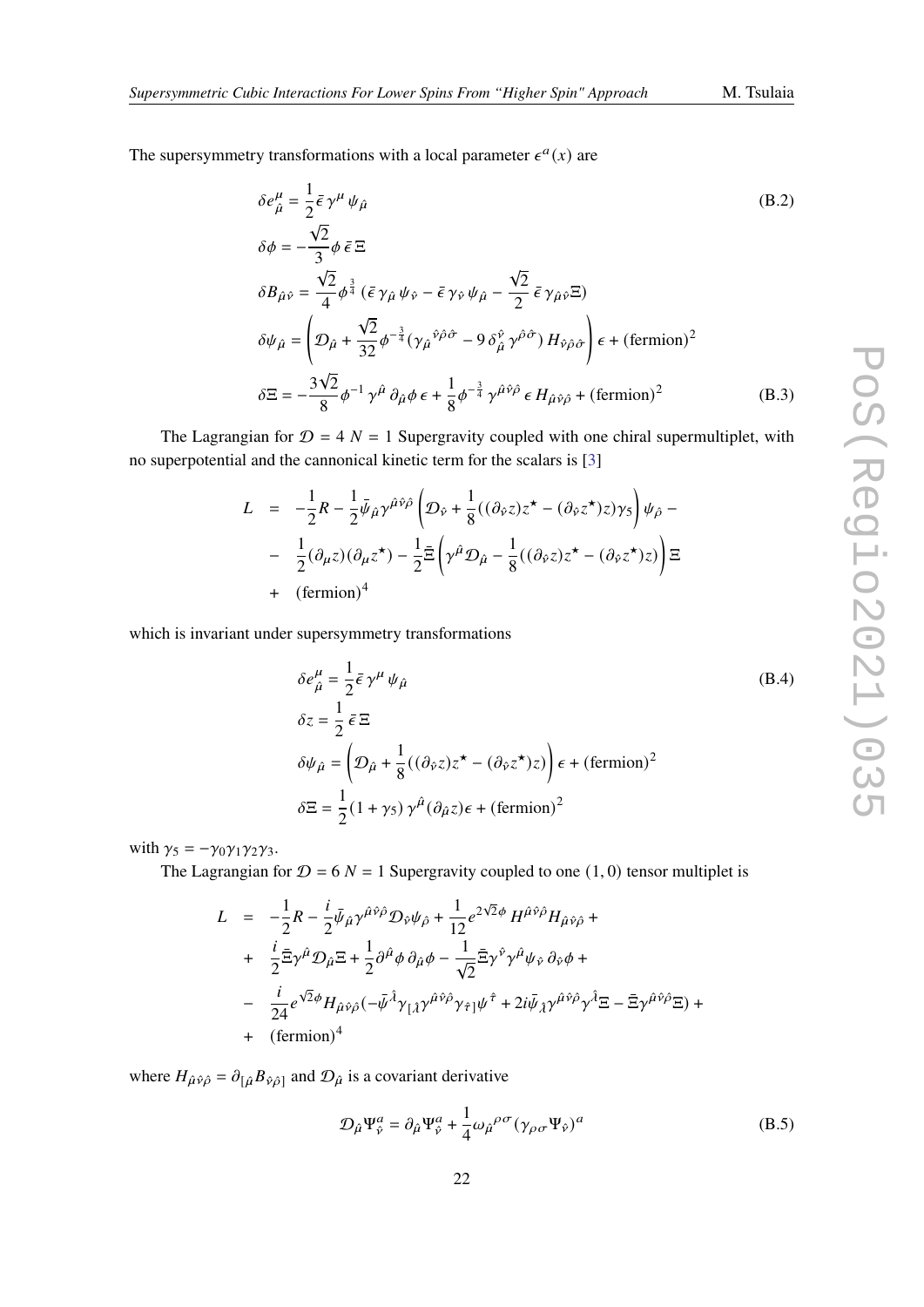The supersymmetry transformations with a local parameter $\epsilon^a(x)$ are

$$\delta e^{\mu}_{\hat{\mu}} = \frac{1}{2}\bar{\epsilon}\,\gamma^{\mu}\,\psi_{\hat{\mu}} \tag{B.2}$$

$$\delta\phi = -\frac{\sqrt{2}}{3}\phi\,\bar{\epsilon}\,\Xi$$

$$\delta B_{\hat{\mu}\hat{\nu}} = \frac{\sqrt{2}}{4}\phi^{\frac{3}{4}}\,(\bar{\epsilon}\,\gamma_{\hat{\mu}}\,\psi_{\hat{\nu}} - \bar{\epsilon}\,\gamma_{\hat{\nu}}\,\psi_{\hat{\mu}} - \frac{\sqrt{2}}{2}\,\bar{\epsilon}\,\gamma_{\hat{\mu}\hat{\nu}}\Xi)$$

$$\delta\psi_{\hat{\mu}} = \left(\mathcal{D}_{\hat{\mu}} + \frac{\sqrt{2}}{32}\phi^{-\frac{3}{4}}(\gamma_{\hat{\mu}}{}^{\hat{\nu}\hat{\rho}\hat{\sigma}} - 9\,\delta^{\hat{\nu}}_{\hat{\mu}}\,\gamma^{\hat{\rho}\hat{\sigma}})\,H_{\hat{\nu}\hat{\rho}\hat{\sigma}}\right)\epsilon + (\text{fermion})^2$$

$$\delta\Xi = -\frac{3\sqrt{2}}{8}\phi^{-1}\,\gamma^{\hat{\mu}}\,\partial_{\hat{\mu}}\phi\,\epsilon + \frac{1}{8}\phi^{-\frac{3}{4}}\,\gamma^{\hat{\mu}\hat{\nu}\hat{\rho}}\,\epsilon\,H_{\hat{\mu}\hat{\nu}\hat{\rho}} + (\text{fermion})^2 \tag{B.3}$$

The Lagrangian for $\mathcal{D} = 4$ $N = 1$ Supergravity coupled with one chiral supermultiplet, with no superpotential and the cannonical kinetic term for the scalars is [3]

$$\begin{aligned} L &= -\frac{1}{2}R - \frac{1}{2}\bar{\psi}_{\hat{\mu}}\gamma^{\hat{\mu}\hat{\nu}\hat{\rho}}\left(\mathcal{D}_{\hat{\nu}} + \frac{1}{8}((\partial_{\hat{\nu}}z)z^{\star} - (\partial_{\hat{\nu}}z^{\star})z)\gamma_5\right)\psi_{\hat{\rho}} - \\ &- \frac{1}{2}(\partial_{\mu}z)(\partial_{\mu}z^{\star}) - \frac{1}{2}\bar{\Xi}\left(\gamma^{\hat{\mu}}\mathcal{D}_{\hat{\mu}} - \frac{1}{8}((\partial_{\hat{\nu}}z)z^{\star} - (\partial_{\hat{\nu}}z^{\star})z)\right)\Xi \\ &+ (\text{fermion})^4 \end{aligned}$$

which is invariant under supersymmetry transformations

$$\delta e^{\mu}_{\hat{\mu}} = \frac{1}{2}\bar{\epsilon}\,\gamma^{\mu}\,\psi_{\hat{\mu}} \tag{B.4}$$

$$\delta z = \frac{1}{2}\,\bar{\epsilon}\,\Xi$$

$$\delta\psi_{\hat{\mu}} = \left(\mathcal{D}_{\hat{\mu}} + \frac{1}{8}((\partial_{\hat{\nu}}z)z^{\star} - (\partial_{\hat{\nu}}z^{\star})z)\right)\epsilon + (\text{fermion})^2$$

$$\delta\Xi = \frac{1}{2}(1+\gamma_5)\,\gamma^{\hat{\mu}}(\partial_{\hat{\mu}}z)\epsilon + (\text{fermion})^2$$

with $\gamma_5 = -\gamma_0\gamma_1\gamma_2\gamma_3$.

The Lagrangian for $\mathcal{D} = 6$ $N = 1$ Supergravity coupled to one $(1,0)$ tensor multiplet is

$$\begin{aligned} L &= -\frac{1}{2}R - \frac{i}{2}\bar{\psi}_{\hat{\mu}}\gamma^{\hat{\mu}\hat{\nu}\hat{\rho}}\mathcal{D}_{\hat{\nu}}\psi_{\hat{\rho}} + \frac{1}{12}e^{2\sqrt{2}\phi}\,H^{\hat{\mu}\hat{\nu}\hat{\rho}}H_{\hat{\mu}\hat{\nu}\hat{\rho}} + \\ &+ \frac{i}{2}\bar{\Xi}\gamma^{\hat{\mu}}\mathcal{D}_{\hat{\mu}}\Xi + \frac{1}{2}\partial^{\hat{\mu}}\phi\,\partial_{\hat{\mu}}\phi - \frac{1}{\sqrt{2}}\bar{\Xi}\gamma^{\hat{\nu}}\gamma^{\hat{\mu}}\psi_{\hat{\nu}}\,\partial_{\hat{\nu}}\phi + \\ &- \frac{i}{24}e^{\sqrt{2}\phi}H_{\hat{\mu}\hat{\nu}\hat{\rho}}(-\bar{\psi}^{\hat{\lambda}}\gamma_{[\hat{\lambda}}\gamma^{\hat{\mu}\hat{\nu}\hat{\rho}}\gamma_{\hat{\tau}]}\psi^{\hat{\tau}} + 2i\bar{\psi}_{\hat{\lambda}}\gamma^{\hat{\mu}\hat{\nu}\hat{\rho}}\gamma^{\hat{\lambda}}\Xi - \bar{\Xi}\gamma^{\hat{\mu}\hat{\nu}\hat{\rho}}\Xi) + \\ &+ (\text{fermion})^4 \end{aligned}$$

where $H_{\hat{\mu}\hat{\nu}\hat{\rho}} = \partial_{[\hat{\mu}}B_{\hat{\nu}\hat{\rho}]}$ and $\mathcal{D}_{\hat{\mu}}$ is a covariant derivative

$$\mathcal{D}_{\hat{\mu}}\Psi^a_{\hat{\nu}} = \partial_{\hat{\mu}}\Psi^a_{\hat{\nu}} + \frac{1}{4}\omega_{\hat{\mu}}{}^{\rho\sigma}(\gamma_{\rho\sigma}\Psi_{\hat{\nu}})^a \tag{B.5}$$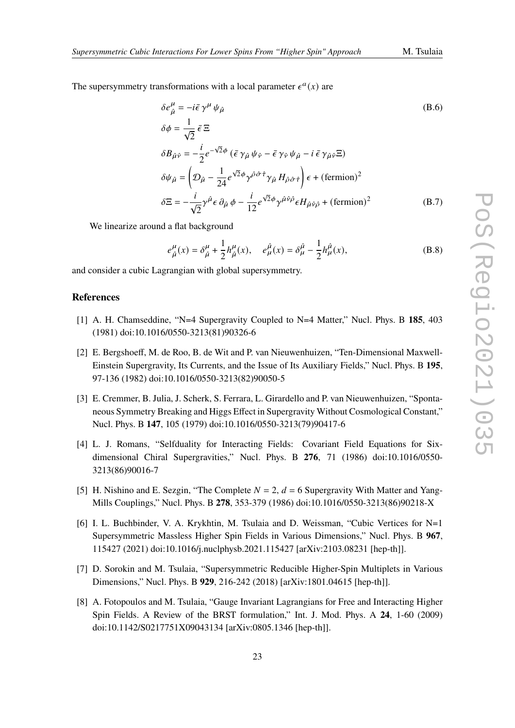The supersymmetry transformations with a local parameter $\epsilon^a(x)$ are

$$
\delta e^{\mu}_{\hat{\mu}} = -i\bar{\epsilon}\,\gamma^{\mu}\,\psi_{\hat{\mu}} \tag{B.6}
$$

$$
\delta\phi = \frac{1}{\sqrt{2}}\,\bar{\epsilon}\,\Xi
$$

$$
\delta B_{\hat{\mu}\hat{\nu}} = -\frac{i}{2}e^{-\sqrt{2}\phi}\,(\bar{\epsilon}\,\gamma_{\hat{\mu}}\,\psi_{\hat{\nu}} - \bar{\epsilon}\,\gamma_{\hat{\nu}}\,\psi_{\hat{\mu}} - i\,\bar{\epsilon}\,\gamma_{\hat{\mu}\hat{\nu}}\Xi)
$$

$$
\delta\psi_{\hat{\mu}} = \left(\mathcal{D}_{\hat{\mu}} - \frac{1}{24}e^{\sqrt{2}\phi}\gamma^{\hat{\rho}\hat{\sigma}\hat{\tau}}\gamma_{\hat{\mu}}\,H_{\hat{\rho}\hat{\sigma}\hat{\tau}}\right)\epsilon + (\text{fermion})^2
$$

$$
\delta\Xi = -\frac{i}{\sqrt{2}}\gamma^{\hat{\mu}}\epsilon\,\partial_{\hat{\mu}}\,\phi - \frac{i}{12}e^{\sqrt{2}\phi}\gamma^{\hat{\mu}\hat{\nu}\hat{\rho}}\epsilon H_{\hat{\mu}\hat{\nu}\hat{\rho}} + (\text{fermion})^2 \tag{B.7}
$$

We linearize around a flat background

$$
e^{\mu}_{\hat{\mu}}(x) = \delta^{\mu}_{\hat{\mu}} + \frac{1}{2}h^{\mu}_{\hat{\mu}}(x), \quad e^{\hat{\mu}}_{\mu}(x) = \delta^{\hat{\mu}}_{\mu} - \frac{1}{2}h^{\hat{\mu}}_{\mu}(x), \tag{B.8}
$$

and consider a cubic Lagrangian with global supersymmetry.

## References

[1] A. H. Chamseddine, "N=4 Supergravity Coupled to N=4 Matter," Nucl. Phys. B **185**, 403 (1981) doi:10.1016/0550-3213(81)90326-6

[2] E. Bergshoeff, M. de Roo, B. de Wit and P. van Nieuwenhuizen, "Ten-Dimensional Maxwell-Einstein Supergravity, Its Currents, and the Issue of Its Auxiliary Fields," Nucl. Phys. B **195**, 97-136 (1982) doi:10.1016/0550-3213(82)90050-5

[3] E. Cremmer, B. Julia, J. Scherk, S. Ferrara, L. Girardello and P. van Nieuwenhuizen, "Spontaneous Symmetry Breaking and Higgs Effect in Supergravity Without Cosmological Constant," Nucl. Phys. B **147**, 105 (1979) doi:10.1016/0550-3213(79)90417-6

[4] L. J. Romans, "Selfduality for Interacting Fields: Covariant Field Equations for Six-dimensional Chiral Supergravities," Nucl. Phys. B **276**, 71 (1986) doi:10.1016/0550-3213(86)90016-7

[5] H. Nishino and E. Sezgin, "The Complete $N = 2$, $d = 6$ Supergravity With Matter and Yang-Mills Couplings," Nucl. Phys. B **278**, 353-379 (1986) doi:10.1016/0550-3213(86)90218-X

[6] I. L. Buchbinder, V. A. Krykhtin, M. Tsulaia and D. Weissman, "Cubic Vertices for N=1 Supersymmetric Massless Higher Spin Fields in Various Dimensions," Nucl. Phys. B **967**, 115427 (2021) doi:10.1016/j.nuclphysb.2021.115427 [arXiv:2103.08231 [hep-th]].

[7] D. Sorokin and M. Tsulaia, "Supersymmetric Reducible Higher-Spin Multiplets in Various Dimensions," Nucl. Phys. B **929**, 216-242 (2018) [arXiv:1801.04615 [hep-th]].

[8] A. Fotopoulos and M. Tsulaia, "Gauge Invariant Lagrangians for Free and Interacting Higher Spin Fields. A Review of the BRST formulation," Int. J. Mod. Phys. A **24**, 1-60 (2009) doi:10.1142/S0217751X09043134 [arXiv:0805.1346 [hep-th]].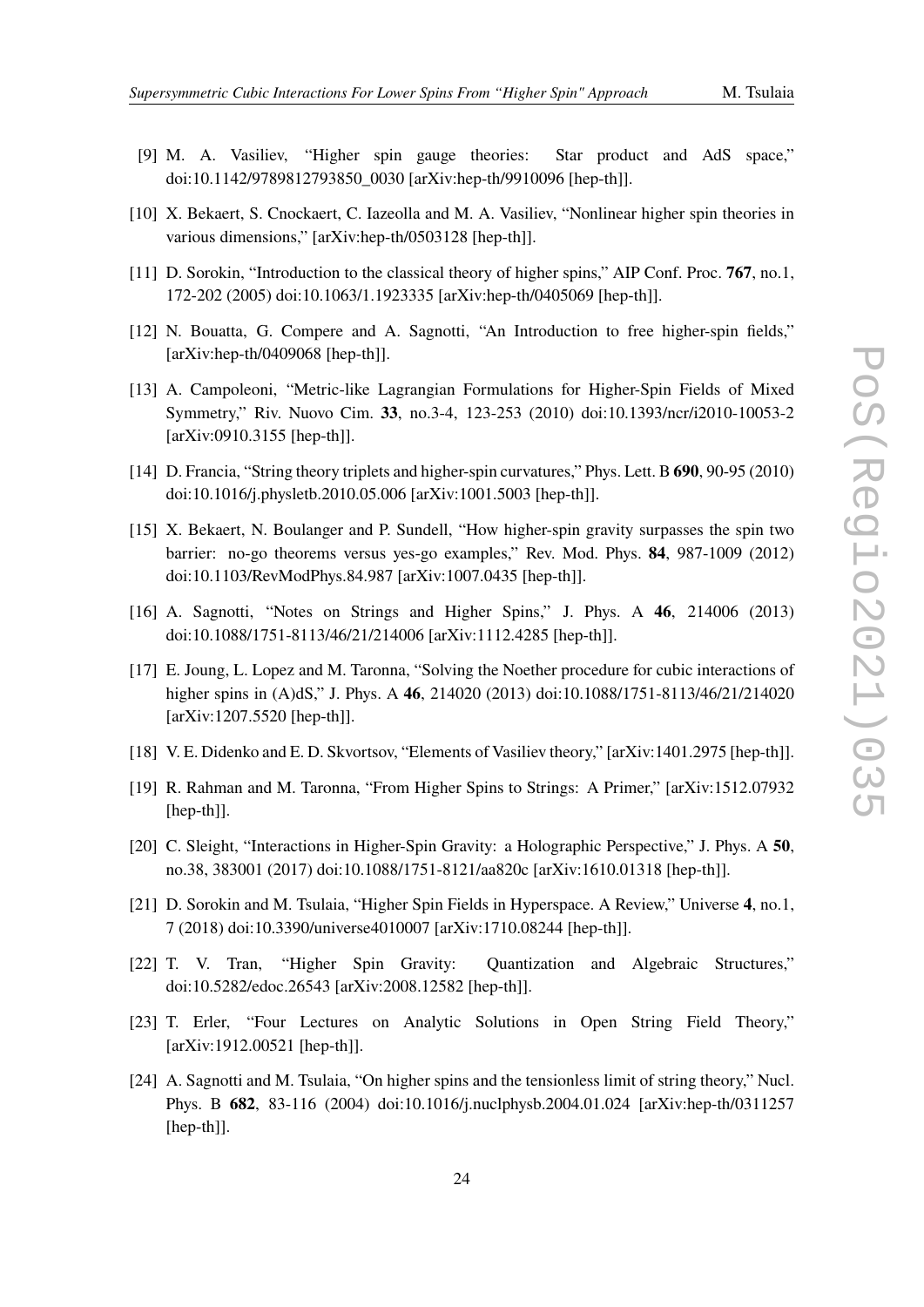[9] M. A. Vasiliev, "Higher spin gauge theories: Star product and AdS space," doi:10.1142/9789812793850_0030 [arXiv:hep-th/9910096 [hep-th]].

[10] X. Bekaert, S. Cnockaert, C. Iazeolla and M. A. Vasiliev, "Nonlinear higher spin theories in various dimensions," [arXiv:hep-th/0503128 [hep-th]].

[11] D. Sorokin, "Introduction to the classical theory of higher spins," AIP Conf. Proc. **767**, no.1, 172-202 (2005) doi:10.1063/1.1923335 [arXiv:hep-th/0405069 [hep-th]].

[12] N. Bouatta, G. Compere and A. Sagnotti, "An Introduction to free higher-spin fields," [arXiv:hep-th/0409068 [hep-th]].

[13] A. Campoleoni, "Metric-like Lagrangian Formulations for Higher-Spin Fields of Mixed Symmetry," Riv. Nuovo Cim. **33**, no.3-4, 123-253 (2010) doi:10.1393/ncr/i2010-10053-2 [arXiv:0910.3155 [hep-th]].

[14] D. Francia, "String theory triplets and higher-spin curvatures," Phys. Lett. B **690**, 90-95 (2010) doi:10.1016/j.physletb.2010.05.006 [arXiv:1001.5003 [hep-th]].

[15] X. Bekaert, N. Boulanger and P. Sundell, "How higher-spin gravity surpasses the spin two barrier: no-go theorems versus yes-go examples," Rev. Mod. Phys. **84**, 987-1009 (2012) doi:10.1103/RevModPhys.84.987 [arXiv:1007.0435 [hep-th]].

[16] A. Sagnotti, "Notes on Strings and Higher Spins," J. Phys. A **46**, 214006 (2013) doi:10.1088/1751-8113/46/21/214006 [arXiv:1112.4285 [hep-th]].

[17] E. Joung, L. Lopez and M. Taronna, "Solving the Noether procedure for cubic interactions of higher spins in (A)dS," J. Phys. A **46**, 214020 (2013) doi:10.1088/1751-8113/46/21/214020 [arXiv:1207.5520 [hep-th]].

[18] V. E. Didenko and E. D. Skvortsov, "Elements of Vasiliev theory," [arXiv:1401.2975 [hep-th]].

[19] R. Rahman and M. Taronna, "From Higher Spins to Strings: A Primer," [arXiv:1512.07932 [hep-th]].

[20] C. Sleight, "Interactions in Higher-Spin Gravity: a Holographic Perspective," J. Phys. A **50**, no.38, 383001 (2017) doi:10.1088/1751-8121/aa820c [arXiv:1610.01318 [hep-th]].

[21] D. Sorokin and M. Tsulaia, "Higher Spin Fields in Hyperspace. A Review," Universe **4**, no.1, 7 (2018) doi:10.3390/universe4010007 [arXiv:1710.08244 [hep-th]].

[22] T. V. Tran, "Higher Spin Gravity: Quantization and Algebraic Structures," doi:10.5282/edoc.26543 [arXiv:2008.12582 [hep-th]].

[23] T. Erler, "Four Lectures on Analytic Solutions in Open String Field Theory," [arXiv:1912.00521 [hep-th]].

[24] A. Sagnotti and M. Tsulaia, "On higher spins and the tensionless limit of string theory," Nucl. Phys. B **682**, 83-116 (2004) doi:10.1016/j.nuclphysb.2004.01.024 [arXiv:hep-th/0311257 [hep-th]].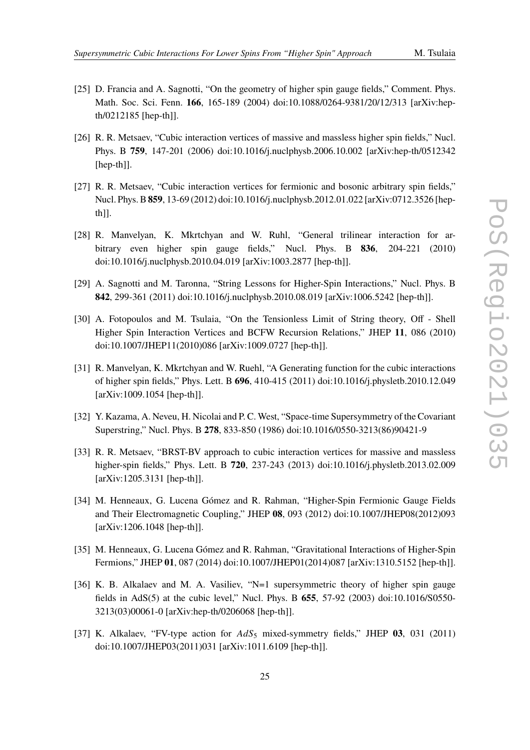[25] D. Francia and A. Sagnotti, "On the geometry of higher spin gauge fields," Comment. Phys. Math. Soc. Sci. Fenn. **166**, 165-189 (2004) doi:10.1088/0264-9381/20/12/313 [arXiv:hep-th/0212185 [hep-th]].

[26] R. R. Metsaev, "Cubic interaction vertices of massive and massless higher spin fields," Nucl. Phys. B **759**, 147-201 (2006) doi:10.1016/j.nuclphysb.2006.10.002 [arXiv:hep-th/0512342 [hep-th]].

[27] R. R. Metsaev, "Cubic interaction vertices for fermionic and bosonic arbitrary spin fields," Nucl. Phys. B **859**, 13-69 (2012) doi:10.1016/j.nuclphysb.2012.01.022 [arXiv:0712.3526 [hep-th]].

[28] R. Manvelyan, K. Mkrtchyan and W. Ruhl, "General trilinear interaction for arbitrary even higher spin gauge fields," Nucl. Phys. B **836**, 204-221 (2010) doi:10.1016/j.nuclphysb.2010.04.019 [arXiv:1003.2877 [hep-th]].

[29] A. Sagnotti and M. Taronna, "String Lessons for Higher-Spin Interactions," Nucl. Phys. B **842**, 299-361 (2011) doi:10.1016/j.nuclphysb.2010.08.019 [arXiv:1006.5242 [hep-th]].

[30] A. Fotopoulos and M. Tsulaia, "On the Tensionless Limit of String theory, Off - Shell Higher Spin Interaction Vertices and BCFW Recursion Relations," JHEP **11**, 086 (2010) doi:10.1007/JHEP11(2010)086 [arXiv:1009.0727 [hep-th]].

[31] R. Manvelyan, K. Mkrtchyan and W. Ruehl, "A Generating function for the cubic interactions of higher spin fields," Phys. Lett. B **696**, 410-415 (2011) doi:10.1016/j.physletb.2010.12.049 [arXiv:1009.1054 [hep-th]].

[32] Y. Kazama, A. Neveu, H. Nicolai and P. C. West, "Space-time Supersymmetry of the Covariant Superstring," Nucl. Phys. B **278**, 833-850 (1986) doi:10.1016/0550-3213(86)90421-9

[33] R. R. Metsaev, "BRST-BV approach to cubic interaction vertices for massive and massless higher-spin fields," Phys. Lett. B **720**, 237-243 (2013) doi:10.1016/j.physletb.2013.02.009 [arXiv:1205.3131 [hep-th]].

[34] M. Henneaux, G. Lucena Gómez and R. Rahman, "Higher-Spin Fermionic Gauge Fields and Their Electromagnetic Coupling," JHEP **08**, 093 (2012) doi:10.1007/JHEP08(2012)093 [arXiv:1206.1048 [hep-th]].

[35] M. Henneaux, G. Lucena Gómez and R. Rahman, "Gravitational Interactions of Higher-Spin Fermions," JHEP **01**, 087 (2014) doi:10.1007/JHEP01(2014)087 [arXiv:1310.5152 [hep-th]].

[36] K. B. Alkalaev and M. A. Vasiliev, "N=1 supersymmetric theory of higher spin gauge fields in AdS(5) at the cubic level," Nucl. Phys. B **655**, 57-92 (2003) doi:10.1016/S0550-3213(03)00061-0 [arXiv:hep-th/0206068 [hep-th]].

[37] K. Alkalaev, "FV-type action for $AdS_5$ mixed-symmetry fields," JHEP **03**, 031 (2011) doi:10.1007/JHEP03(2011)031 [arXiv:1011.6109 [hep-th]].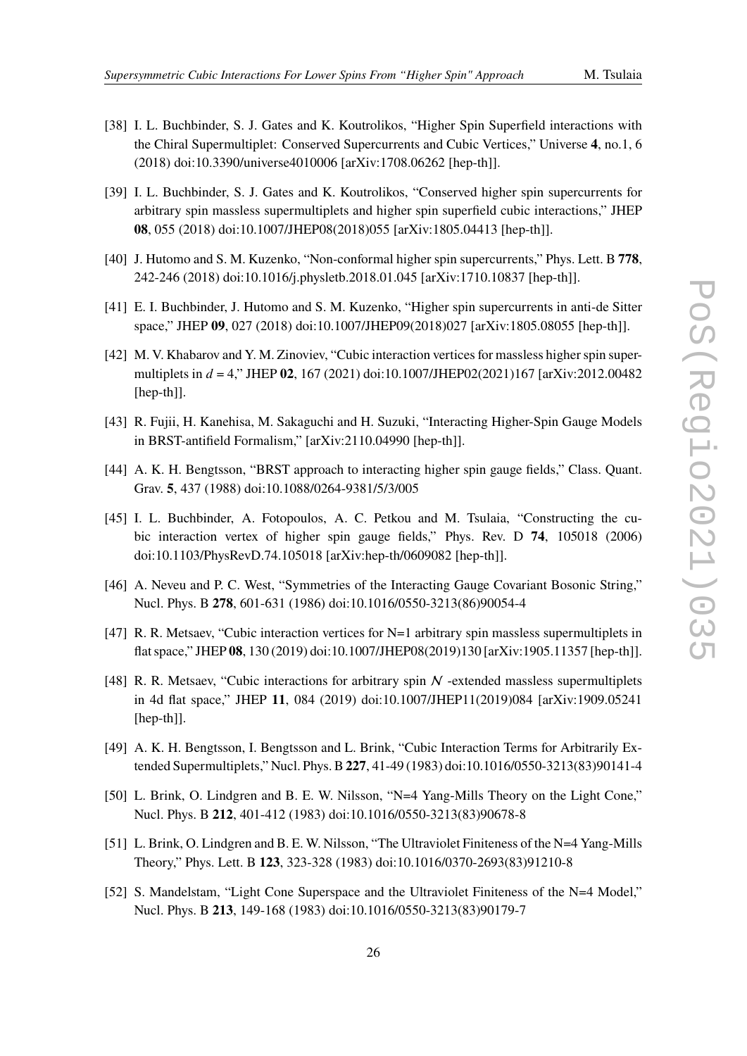[38] I. L. Buchbinder, S. J. Gates and K. Koutrolikos, "Higher Spin Superfield interactions with the Chiral Supermultiplet: Conserved Supercurrents and Cubic Vertices," Universe **4**, no.1, 6 (2018) doi:10.3390/universe4010006 [arXiv:1708.06262 [hep-th]].

[39] I. L. Buchbinder, S. J. Gates and K. Koutrolikos, "Conserved higher spin supercurrents for arbitrary spin massless supermultiplets and higher spin superfield cubic interactions," JHEP **08**, 055 (2018) doi:10.1007/JHEP08(2018)055 [arXiv:1805.04413 [hep-th]].

[40] J. Hutomo and S. M. Kuzenko, "Non-conformal higher spin supercurrents," Phys. Lett. B **778**, 242-246 (2018) doi:10.1016/j.physletb.2018.01.045 [arXiv:1710.10837 [hep-th]].

[41] E. I. Buchbinder, J. Hutomo and S. M. Kuzenko, "Higher spin supercurrents in anti-de Sitter space," JHEP **09**, 027 (2018) doi:10.1007/JHEP09(2018)027 [arXiv:1805.08055 [hep-th]].

[42] M. V. Khabarov and Y. M. Zinoviev, "Cubic interaction vertices for massless higher spin supermultiplets in $d = 4$," JHEP **02**, 167 (2021) doi:10.1007/JHEP02(2021)167 [arXiv:2012.00482 [hep-th]].

[43] R. Fujii, H. Kanehisa, M. Sakaguchi and H. Suzuki, "Interacting Higher-Spin Gauge Models in BRST-antifield Formalism," [arXiv:2110.04990 [hep-th]].

[44] A. K. H. Bengtsson, "BRST approach to interacting higher spin gauge fields," Class. Quant. Grav. **5**, 437 (1988) doi:10.1088/0264-9381/5/3/005

[45] I. L. Buchbinder, A. Fotopoulos, A. C. Petkou and M. Tsulaia, "Constructing the cubic interaction vertex of higher spin gauge fields," Phys. Rev. D **74**, 105018 (2006) doi:10.1103/PhysRevD.74.105018 [arXiv:hep-th/0609082 [hep-th]].

[46] A. Neveu and P. C. West, "Symmetries of the Interacting Gauge Covariant Bosonic String," Nucl. Phys. B **278**, 601-631 (1986) doi:10.1016/0550-3213(86)90054-4

[47] R. R. Metsaev, "Cubic interaction vertices for N=1 arbitrary spin massless supermultiplets in flat space," JHEP **08**, 130 (2019) doi:10.1007/JHEP08(2019)130 [arXiv:1905.11357 [hep-th]].

[48] R. R. Metsaev, "Cubic interactions for arbitrary spin $\mathcal{N}$ -extended massless supermultiplets in 4d flat space," JHEP **11**, 084 (2019) doi:10.1007/JHEP11(2019)084 [arXiv:1909.05241 [hep-th]].

[49] A. K. H. Bengtsson, I. Bengtsson and L. Brink, "Cubic Interaction Terms for Arbitrarily Extended Supermultiplets," Nucl. Phys. B **227**, 41-49 (1983) doi:10.1016/0550-3213(83)90141-4

[50] L. Brink, O. Lindgren and B. E. W. Nilsson, "N=4 Yang-Mills Theory on the Light Cone," Nucl. Phys. B **212**, 401-412 (1983) doi:10.1016/0550-3213(83)90678-8

[51] L. Brink, O. Lindgren and B. E. W. Nilsson, "The Ultraviolet Finiteness of the N=4 Yang-Mills Theory," Phys. Lett. B **123**, 323-328 (1983) doi:10.1016/0370-2693(83)91210-8

[52] S. Mandelstam, "Light Cone Superspace and the Ultraviolet Finiteness of the N=4 Model," Nucl. Phys. B **213**, 149-168 (1983) doi:10.1016/0550-3213(83)90179-7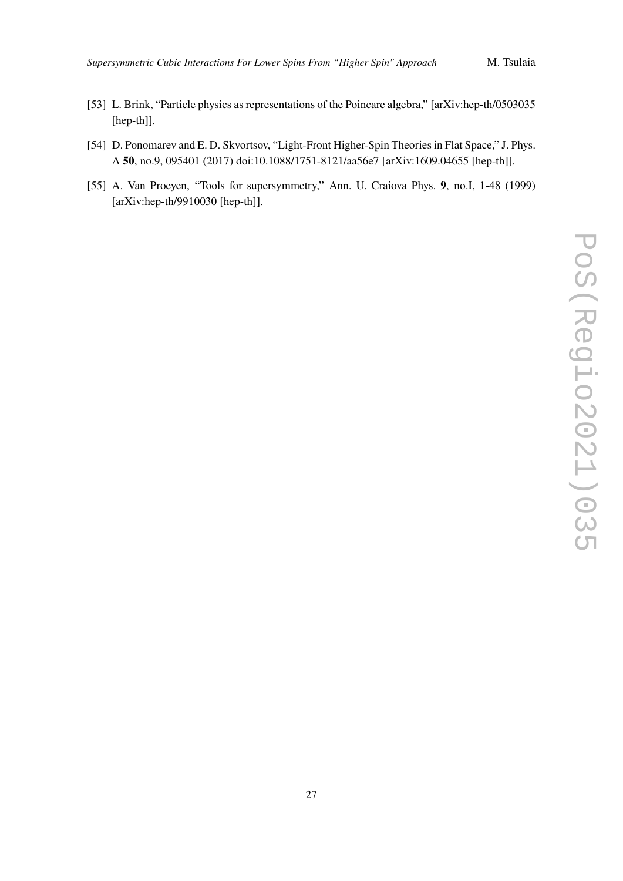[53] L. Brink, "Particle physics as representations of the Poincare algebra," [arXiv:hep-th/0503035 [hep-th]].

[54] D. Ponomarev and E. D. Skvortsov, "Light-Front Higher-Spin Theories in Flat Space," J. Phys. A **50**, no.9, 095401 (2017) doi:10.1088/1751-8121/aa56e7 [arXiv:1609.04655 [hep-th]].

[55] A. Van Proeyen, "Tools for supersymmetry," Ann. U. Craiova Phys. **9**, no.I, 1-48 (1999) [arXiv:hep-th/9910030 [hep-th]].